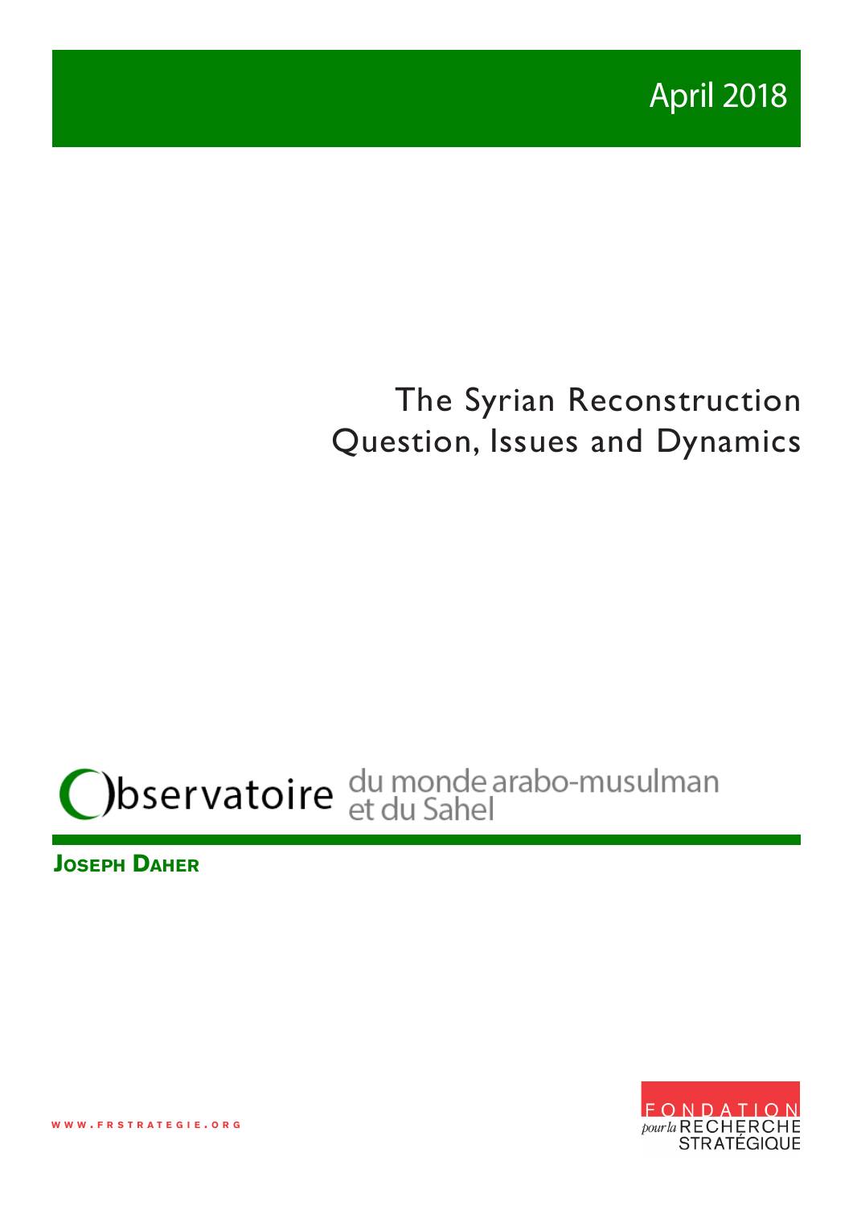April 2018

# The Syrian Reconstruction Question, Issues and Dynamics

Observatoire du monde arabo-musulman et du Sahel

**Joseph Daher**

www.frstrategie.org

FONDATION pour la RECHERCHE STRATÉGIQUE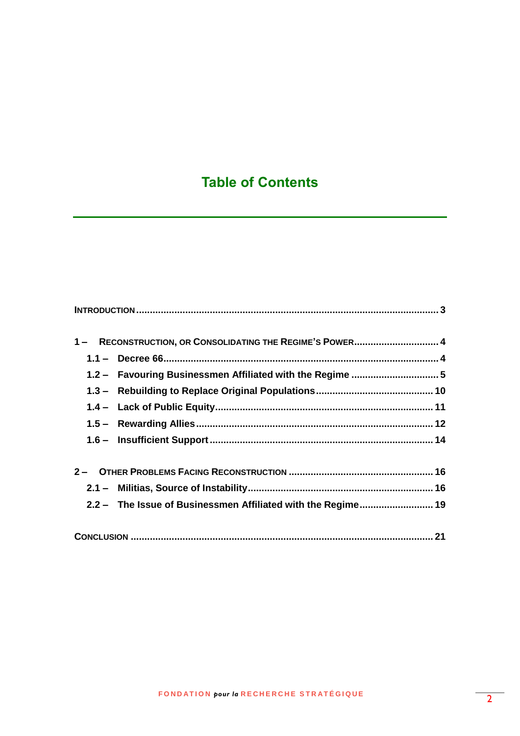# Table of Contents

INTRODUCTION ........................................................ 3

1 – RECONSTRUCTION, OR CONSOLIDATING THE REGIME'S POWER ........................ 4

- 1.1 – Decree 66 ........................................................ 4
- 1.2 – Favouring Businessmen Affiliated with the Regime ........................ 5
- 1.3 – Rebuilding to Replace Original Populations ........................ 10
- 1.4 – Lack of Public Equity ........................................................ 11
- 1.5 – Rewarding Allies ........................................................ 12
- 1.6 – Insufficient Support ........................................................ 14

2 – OTHER PROBLEMS FACING RECONSTRUCTION ........................ 16

- 2.1 – Militias, Source of Instability ........................................................ 16
- 2.2 – The Issue of Businessmen Affiliated with the Regime ........................ 19

CONCLUSION ........................................................ 21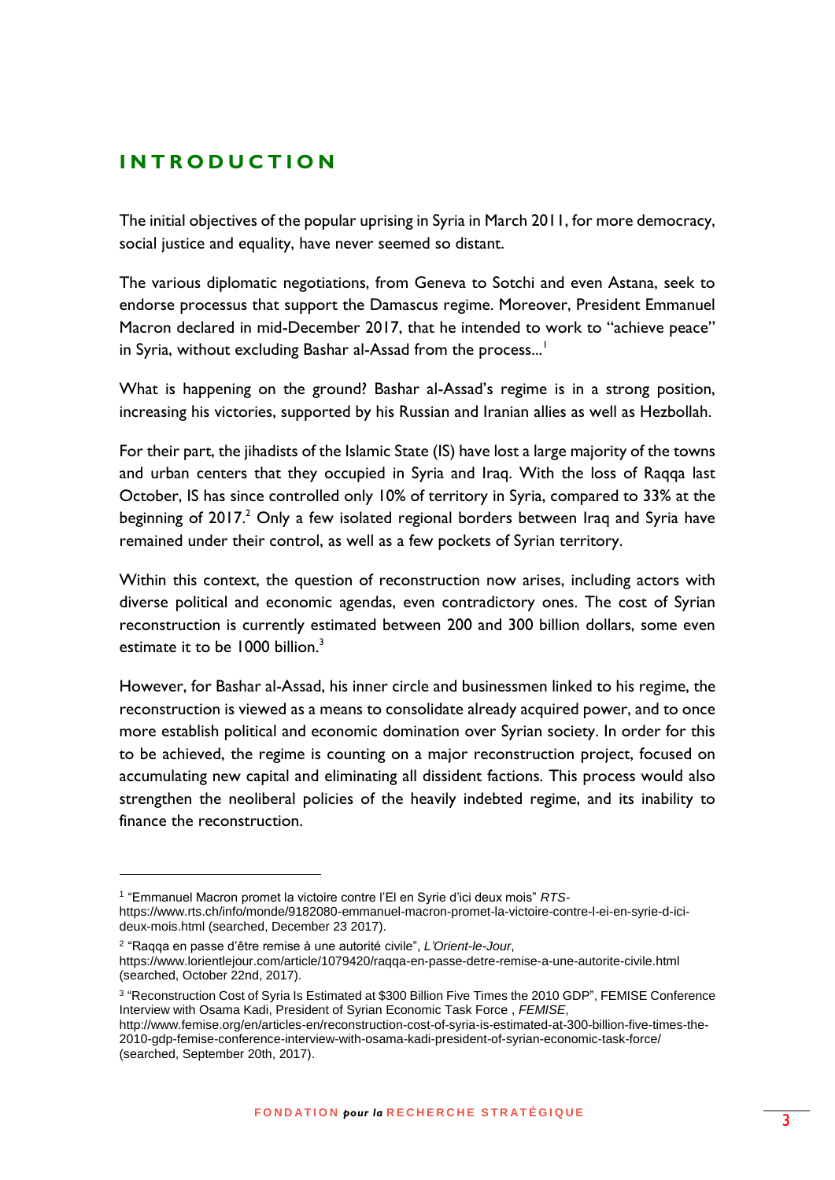# INTRODUCTION

The initial objectives of the popular uprising in Syria in March 2011, for more democracy, social justice and equality, have never seemed so distant.

The various diplomatic negotiations, from Geneva to Sotchi and even Astana, seek to endorse processus that support the Damascus regime. Moreover, President Emmanuel Macron declared in mid-December 2017, that he intended to work to "achieve peace" in Syria, without excluding Bashar al-Assad from the process...[1]

What is happening on the ground? Bashar al-Assad's regime is in a strong position, increasing his victories, supported by his Russian and Iranian allies as well as Hezbollah.

For their part, the jihadists of the Islamic State (IS) have lost a large majority of the towns and urban centers that they occupied in Syria and Iraq. With the loss of Raqqa last October, IS has since controlled only 10% of territory in Syria, compared to 33% at the beginning of 2017.[2] Only a few isolated regional borders between Iraq and Syria have remained under their control, as well as a few pockets of Syrian territory.

Within this context, the question of reconstruction now arises, including actors with diverse political and economic agendas, even contradictory ones. The cost of Syrian reconstruction is currently estimated between 200 and 300 billion dollars, some even estimate it to be 1000 billion.[3]

However, for Bashar al-Assad, his inner circle and businessmen linked to his regime, the reconstruction is viewed as a means to consolidate already acquired power, and to once more establish political and economic domination over Syrian society. In order for this to be achieved, the regime is counting on a major reconstruction project, focused on accumulating new capital and eliminating all dissident factions. This process would also strengthen the neoliberal policies of the heavily indebted regime, and its inability to finance the reconstruction.

---

[1] "Emmanuel Macron promet la victoire contre l'EI en Syrie d'ici deux mois" *RTS*- https://www.rts.ch/info/monde/9182080-emmanuel-macron-promet-la-victoire-contre-l-ei-en-syrie-d-ici-deux-mois.html (searched, December 23 2017).

[2] "Raqqa en passe d'être remise à une autorité civile", *L'Orient-le-Jour*, https://www.lorientlejour.com/article/1079420/raqqa-en-passe-detre-remise-a-une-autorite-civile.html (searched, October 22nd, 2017).

[3] "Reconstruction Cost of Syria Is Estimated at $300 Billion Five Times the 2010 GDP", FEMISE Conference Interview with Osama Kadi, President of Syrian Economic Task Force , *FEMISE*, http://www.femise.org/en/articles-en/reconstruction-cost-of-syria-is-estimated-at-300-billion-five-times-the-2010-gdp-femise-conference-interview-with-osama-kadi-president-of-syrian-economic-task-force/ (searched, September 20th, 2017).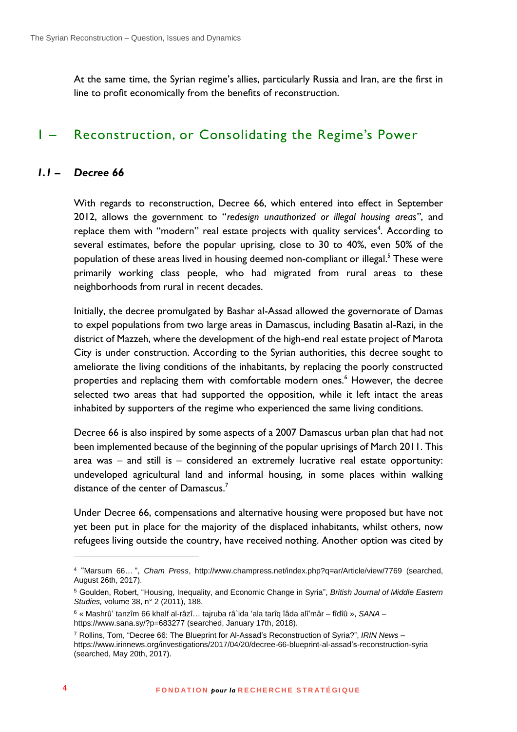At the same time, the Syrian regime's allies, particularly Russia and Iran, are the first in line to profit economically from the benefits of reconstruction.

# I – Reconstruction, or Consolidating the Regime's Power

## *1.1 – Decree 66*

With regards to reconstruction, Decree 66, which entered into effect in September 2012, allows the government to "*redesign unauthorized or illegal housing areas*", and replace them with "modern" real estate projects with quality services[4]. According to several estimates, before the popular uprising, close to 30 to 40%, even 50% of the population of these areas lived in housing deemed non-compliant or illegal.[5] These were primarily working class people, who had migrated from rural areas to these neighborhoods from rural in recent decades.

Initially, the decree promulgated by Bashar al-Assad allowed the governorate of Damas to expel populations from two large areas in Damascus, including Basatin al-Razi, in the district of Mazzeh, where the development of the high-end real estate project of Marota City is under construction. According to the Syrian authorities, this decree sought to ameliorate the living conditions of the inhabitants, by replacing the poorly constructed properties and replacing them with comfortable modern ones.[6] However, the decree selected two areas that had supported the opposition, while it left intact the areas inhabited by supporters of the regime who experienced the same living conditions.

Decree 66 is also inspired by some aspects of a 2007 Damascus urban plan that had not been implemented because of the beginning of the popular uprisings of March 2011. This area was – and still is – considered an extremely lucrative real estate opportunity: undeveloped agricultural land and informal housing, in some places within walking distance of the center of Damascus.[7]

Under Decree 66, compensations and alternative housing were proposed but have not yet been put in place for the majority of the displaced inhabitants, whilst others, now refugees living outside the country, have received nothing. Another option was cited by

---

[4] "Marsum 66… ", *Cham Press*, http://www.champress.net/index.php?q=ar/Article/view/7769 (searched, August 26th, 2017).

[5] Goulden, Robert, "Housing, Inequality, and Economic Change in Syria", *British Journal of Middle Eastern Studies,* volume 38, n° 2 (2011), 188.

[6] « Mashrû' tanzîm 66 khalf al-râzî… tajruba râ`ida 'ala tarîq îâda alî'mâr – fîdîû », *SANA* – https://www.sana.sy/?p=683277 (searched, January 17th, 2018).

[7] Rollins, Tom, "Decree 66: The Blueprint for Al-Assad's Reconstruction of Syria?", *IRIN News* – https://www.irinnews.org/investigations/2017/04/20/decree-66-blueprint-al-assad's-reconstruction-syria (searched, May 20th, 2017).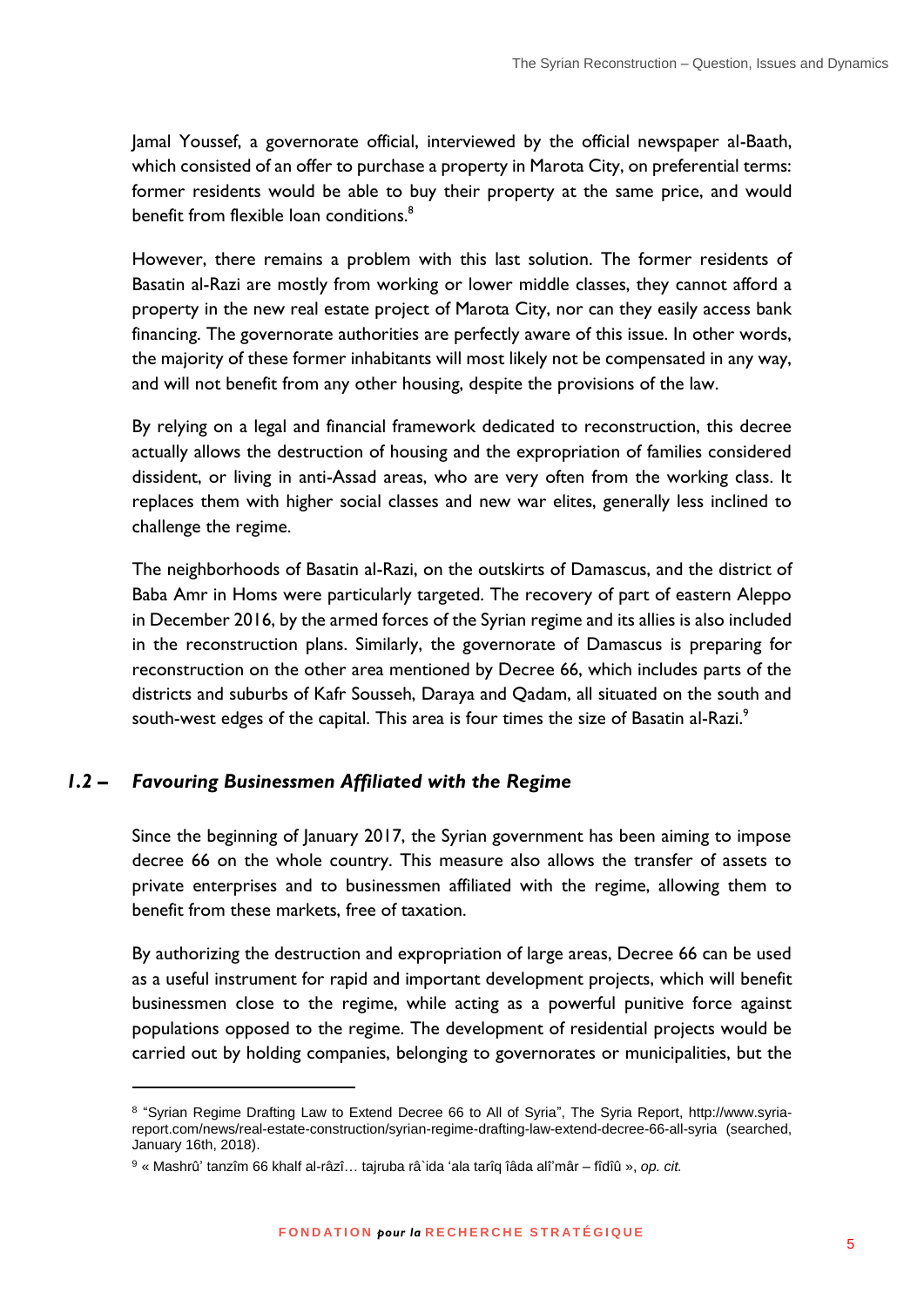Jamal Youssef, a governorate official, interviewed by the official newspaper al-Baath, which consisted of an offer to purchase a property in Marota City, on preferential terms: former residents would be able to buy their property at the same price, and would benefit from flexible loan conditions.[8]

However, there remains a problem with this last solution. The former residents of Basatin al-Razi are mostly from working or lower middle classes, they cannot afford a property in the new real estate project of Marota City, nor can they easily access bank financing. The governorate authorities are perfectly aware of this issue. In other words, the majority of these former inhabitants will most likely not be compensated in any way, and will not benefit from any other housing, despite the provisions of the law.

By relying on a legal and financial framework dedicated to reconstruction, this decree actually allows the destruction of housing and the expropriation of families considered dissident, or living in anti-Assad areas, who are very often from the working class. It replaces them with higher social classes and new war elites, generally less inclined to challenge the regime.

The neighborhoods of Basatin al-Razi, on the outskirts of Damascus, and the district of Baba Amr in Homs were particularly targeted. The recovery of part of eastern Aleppo in December 2016, by the armed forces of the Syrian regime and its allies is also included in the reconstruction plans. Similarly, the governorate of Damascus is preparing for reconstruction on the other area mentioned by Decree 66, which includes parts of the districts and suburbs of Kafr Sousseh, Daraya and Qadam, all situated on the south and south-west edges of the capital. This area is four times the size of Basatin al-Razi.[9]

### *1.2 – Favouring Businessmen Affiliated with the Regime*

Since the beginning of January 2017, the Syrian government has been aiming to impose decree 66 on the whole country. This measure also allows the transfer of assets to private enterprises and to businessmen affiliated with the regime, allowing them to benefit from these markets, free of taxation.

By authorizing the destruction and expropriation of large areas, Decree 66 can be used as a useful instrument for rapid and important development projects, which will benefit businessmen close to the regime, while acting as a powerful punitive force against populations opposed to the regime. The development of residential projects would be carried out by holding companies, belonging to governorates or municipalities, but the

---

[8] "Syrian Regime Drafting Law to Extend Decree 66 to All of Syria", The Syria Report, http://www.syria-report.com/news/real-estate-construction/syrian-regime-drafting-law-extend-decree-66-all-syria (searched, January 16th, 2018).

[9] « Mashrû' tanzîm 66 khalf al-râzî… tajruba râ`ida 'ala tarîq îâda alî'mâr – fîdîû », *op. cit.*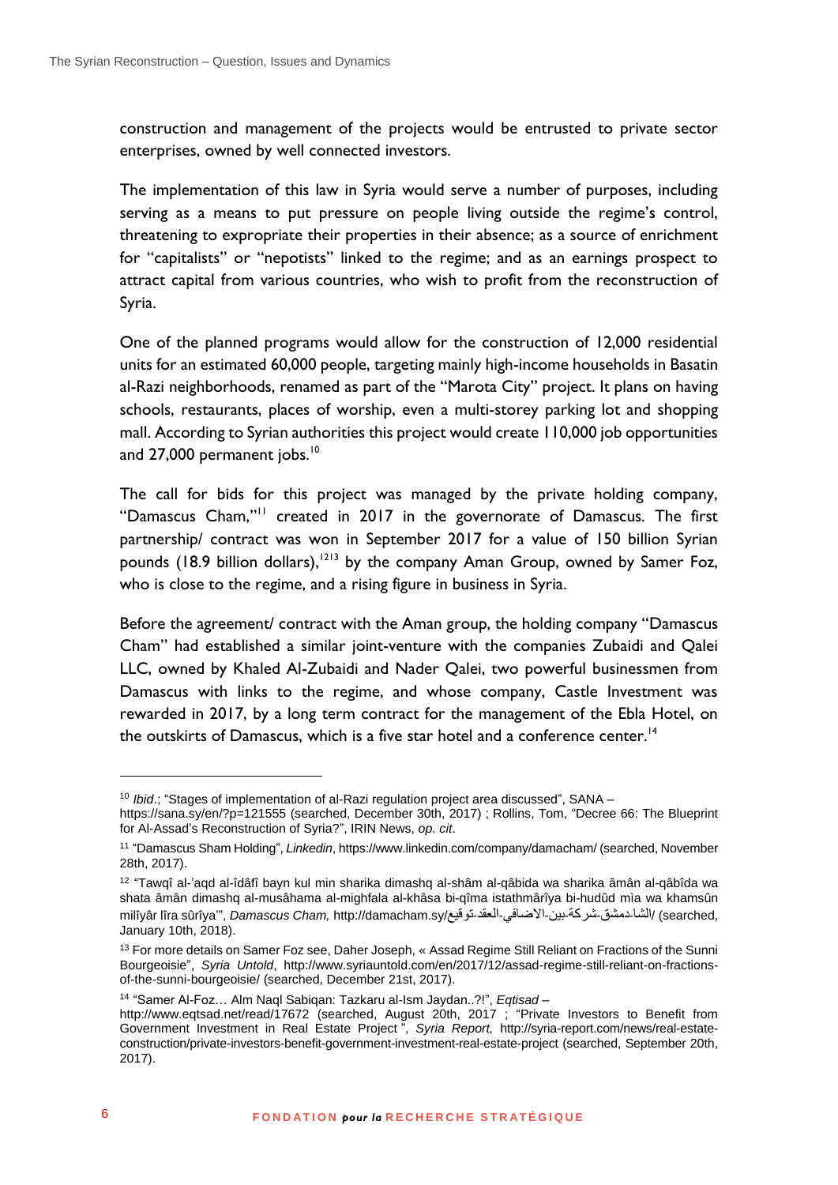construction and management of the projects would be entrusted to private sector enterprises, owned by well connected investors.

The implementation of this law in Syria would serve a number of purposes, including serving as a means to put pressure on people living outside the regime's control, threatening to expropriate their properties in their absence; as a source of enrichment for "capitalists" or "nepotists" linked to the regime; and as an earnings prospect to attract capital from various countries, who wish to profit from the reconstruction of Syria.

One of the planned programs would allow for the construction of 12,000 residential units for an estimated 60,000 people, targeting mainly high-income households in Basatin al-Razi neighborhoods, renamed as part of the "Marota City" project. It plans on having schools, restaurants, places of worship, even a multi-storey parking lot and shopping mall. According to Syrian authorities this project would create 110,000 job opportunities and 27,000 permanent jobs.[10]

The call for bids for this project was managed by the private holding company, "Damascus Cham,"[11] created in 2017 in the governorate of Damascus. The first partnership/ contract was won in September 2017 for a value of 150 billion Syrian pounds (18.9 billion dollars),[12][13] by the company Aman Group, owned by Samer Foz, who is close to the regime, and a rising figure in business in Syria.

Before the agreement/ contract with the Aman group, the holding company "Damascus Cham" had established a similar joint-venture with the companies Zubaidi and Qalei LLC, owned by Khaled Al-Zubaidi and Nader Qalei, two powerful businessmen from Damascus with links to the regime, and whose company, Castle Investment was rewarded in 2017, by a long term contract for the management of the Ebla Hotel, on the outskirts of Damascus, which is a five star hotel and a conference center.[14]

---

[10] *Ibid*.; "Stages of implementation of al-Razi regulation project area discussed", SANA – https://sana.sy/en/?p=121555 (searched, December 30th, 2017) ; Rollins, Tom, "Decree 66: The Blueprint for Al-Assad's Reconstruction of Syria?", IRIN News, *op. cit*.

[11] "Damascus Sham Holding", *Linkedin*, https://www.linkedin.com/company/damacham/ (searched, November 28th, 2017).

[12] "Tawqî al-'aqd al-îdâfî bayn kul min sharika dimashq al-shâm al-qâbida wa sharika âmân al-qâbîda wa shata âmân dimashq al-musâhama al-mighfala al-khâsa bi-qîma istathmârîya bi-hudûd mìa wa khamsûn milîyâr lîra sûrîya'", *Damascus Cham,* http://damacham.sy/الشا-دمشق-شركة-بين-الاضافي-العقد-توقيع/ (searched, January 10th, 2018).

[13] For more details on Samer Foz see, Daher Joseph, « Assad Regime Still Reliant on Fractions of the Sunni Bourgeoisie", *Syria Untold*, http://www.syriauntold.com/en/2017/12/assad-regime-still-reliant-on-fractions-of-the-sunni-bourgeoisie/ (searched, December 21st, 2017).

[14] "Samer Al-Foz… Alm Naql Sabiqan: Tazkaru al-Ism Jaydan..?!", *Eqtisad* – http://www.eqtsad.net/read/17672 (searched, August 20th, 2017 ; "Private Investors to Benefit from Government Investment in Real Estate Project ", *Syria Report,* http://syria-report.com/news/real-estate-construction/private-investors-benefit-government-investment-real-estate-project (searched, September 20th, 2017).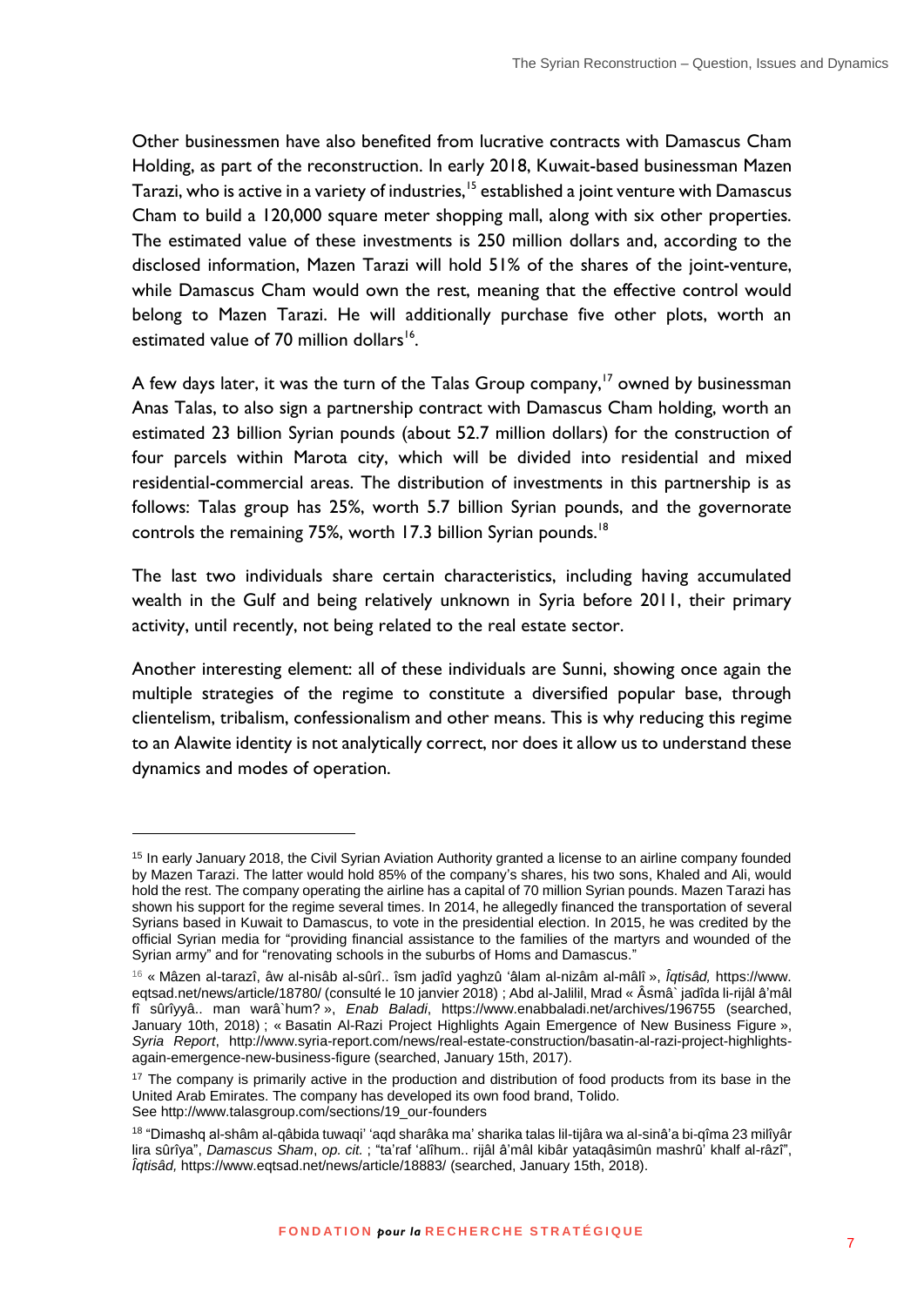Other businessmen have also benefited from lucrative contracts with Damascus Cham Holding, as part of the reconstruction. In early 2018, Kuwait-based businessman Mazen Tarazi, who is active in a variety of industries,[15] established a joint venture with Damascus Cham to build a 120,000 square meter shopping mall, along with six other properties. The estimated value of these investments is 250 million dollars and, according to the disclosed information, Mazen Tarazi will hold 51% of the shares of the joint-venture, while Damascus Cham would own the rest, meaning that the effective control would belong to Mazen Tarazi. He will additionally purchase five other plots, worth an estimated value of 70 million dollars[16].

A few days later, it was the turn of the Talas Group company,[17] owned by businessman Anas Talas, to also sign a partnership contract with Damascus Cham holding, worth an estimated 23 billion Syrian pounds (about 52.7 million dollars) for the construction of four parcels within Marota city, which will be divided into residential and mixed residential-commercial areas. The distribution of investments in this partnership is as follows: Talas group has 25%, worth 5.7 billion Syrian pounds, and the governorate controls the remaining 75%, worth 17.3 billion Syrian pounds.[18]

The last two individuals share certain characteristics, including having accumulated wealth in the Gulf and being relatively unknown in Syria before 2011, their primary activity, until recently, not being related to the real estate sector.

Another interesting element: all of these individuals are Sunni, showing once again the multiple strategies of the regime to constitute a diversified popular base, through clientelism, tribalism, confessionalism and other means. This is why reducing this regime to an Alawite identity is not analytically correct, nor does it allow us to understand these dynamics and modes of operation.

---

[15] In early January 2018, the Civil Syrian Aviation Authority granted a license to an airline company founded by Mazen Tarazi. The latter would hold 85% of the company's shares, his two sons, Khaled and Ali, would hold the rest. The company operating the airline has a capital of 70 million Syrian pounds. Mazen Tarazi has shown his support for the regime several times. In 2014, he allegedly financed the transportation of several Syrians based in Kuwait to Damascus, to vote in the presidential election. In 2015, he was credited by the official Syrian media for "providing financial assistance to the families of the martyrs and wounded of the Syrian army" and for "renovating schools in the suburbs of Homs and Damascus."

[16] « Mâzen al-tarazî, âw al-nisâb al-sûrî.. îsm jadîd yaghzû 'âlam al-nizâm al-mâlî », *Îqtisâd,* https://www.eqtsad.net/news/article/18780/ (consulté le 10 janvier 2018) ; Abd al-Jalilil, Mrad « Âsmâ` jadîda li-rijâl â'mâl fî sûrîyyâ.. man warâ`hum? », *Enab Baladi*, https://www.enabbaladi.net/archives/196755 (searched, January 10th, 2018) ; « Basatin Al-Razi Project Highlights Again Emergence of New Business Figure », *Syria Report*, http://www.syria-report.com/news/real-estate-construction/basatin-al-razi-project-highlights-again-emergence-new-business-figure (searched, January 15th, 2017).

[17] The company is primarily active in the production and distribution of food products from its base in the United Arab Emirates. The company has developed its own food brand, Tolido.
See http://www.talasgroup.com/sections/19_our-founders

[18] "Dimashq al-shâm al-qâbida tuwaqi' 'aqd sharâka ma' sharika talas lil-tijâra wa al-sinâ'a bi-qîma 23 milîyâr lira sûrîya", *Damascus Sham*, *op. cit.* ; "ta'raf 'alîhum.. rijâl â'mâl kibâr yataqâsimûn mashrû' khalf al-râzî", *Îqtisâd,* https://www.eqtsad.net/news/article/18883/ (searched, January 15th, 2018).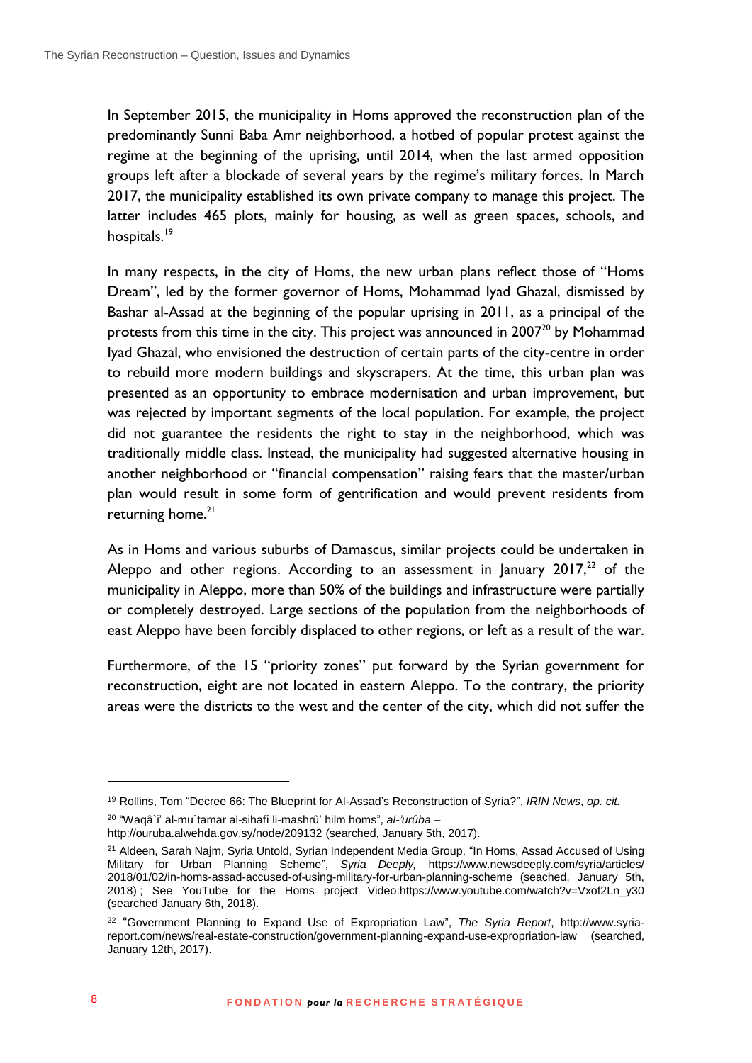In September 2015, the municipality in Homs approved the reconstruction plan of the predominantly Sunni Baba Amr neighborhood, a hotbed of popular protest against the regime at the beginning of the uprising, until 2014, when the last armed opposition groups left after a blockade of several years by the regime's military forces. In March 2017, the municipality established its own private company to manage this project. The latter includes 465 plots, mainly for housing, as well as green spaces, schools, and hospitals.[19]

In many respects, in the city of Homs, the new urban plans reflect those of "Homs Dream", led by the former governor of Homs, Mohammad Iyad Ghazal, dismissed by Bashar al-Assad at the beginning of the popular uprising in 2011, as a principal of the protests from this time in the city. This project was announced in 2007[20] by Mohammad Iyad Ghazal, who envisioned the destruction of certain parts of the city-centre in order to rebuild more modern buildings and skyscrapers. At the time, this urban plan was presented as an opportunity to embrace modernisation and urban improvement, but was rejected by important segments of the local population. For example, the project did not guarantee the residents the right to stay in the neighborhood, which was traditionally middle class. Instead, the municipality had suggested alternative housing in another neighborhood or "financial compensation" raising fears that the master/urban plan would result in some form of gentrification and would prevent residents from returning home.[21]

As in Homs and various suburbs of Damascus, similar projects could be undertaken in Aleppo and other regions. According to an assessment in January 2017,[22] of the municipality in Aleppo, more than 50% of the buildings and infrastructure were partially or completely destroyed. Large sections of the population from the neighborhoods of east Aleppo have been forcibly displaced to other regions, or left as a result of the war.

Furthermore, of the 15 "priority zones" put forward by the Syrian government for reconstruction, eight are not located in eastern Aleppo. To the contrary, the priority areas were the districts to the west and the center of the city, which did not suffer the

---

[19] Rollins, Tom "Decree 66: The Blueprint for Al-Assad's Reconstruction of Syria?", *IRIN News*, *op. cit.*

[20] "Waqâ`i' al-mu`tamar al-sihafî li-mashrû' hilm homs", *al-'urûba* – http://ouruba.alwehda.gov.sy/node/209132 (searched, January 5th, 2017).

[21] Aldeen, Sarah Najm, Syria Untold, Syrian Independent Media Group, "In Homs, Assad Accused of Using Military for Urban Planning Scheme", *Syria Deeply,* https://www.newsdeeply.com/syria/articles/2018/01/02/in-homs-assad-accused-of-using-military-for-urban-planning-scheme (seached, January 5th, 2018) ; See YouTube for the Homs project Video:https://www.youtube.com/watch?v=Vxof2Ln_y30 (searched January 6th, 2018).

[22] "Government Planning to Expand Use of Expropriation Law", *The Syria Report*, http://www.syria-report.com/news/real-estate-construction/government-planning-expand-use-expropriation-law (searched, January 12th, 2017).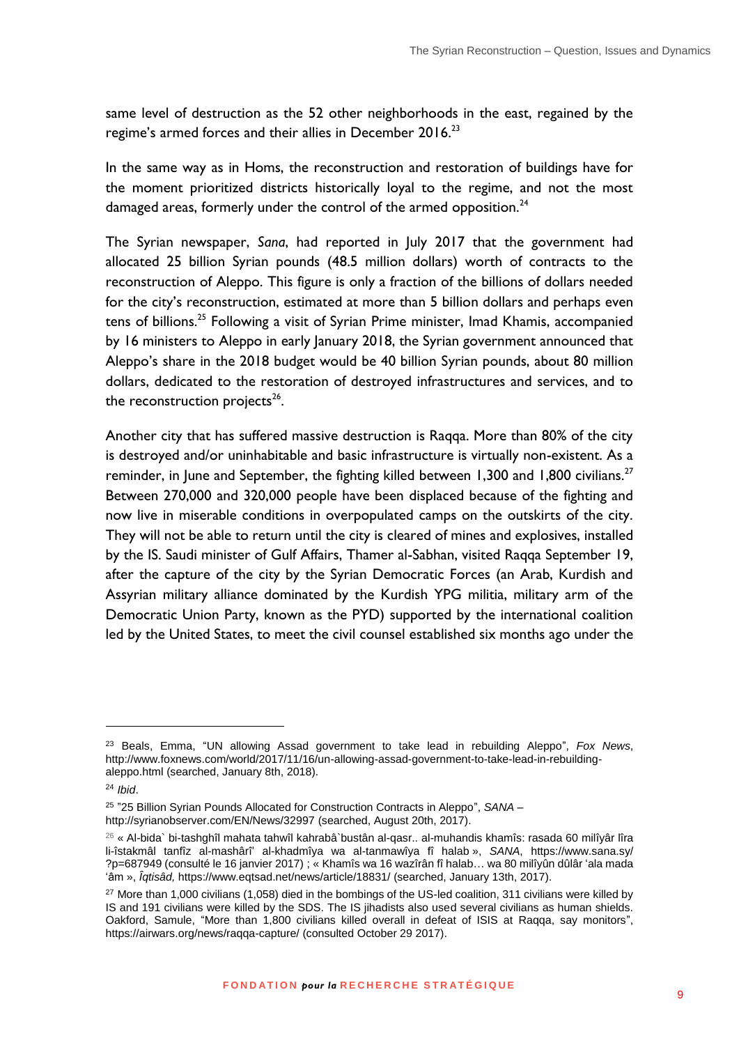same level of destruction as the 52 other neighborhoods in the east, regained by the regime's armed forces and their allies in December 2016.[23]

In the same way as in Homs, the reconstruction and restoration of buildings have for the moment prioritized districts historically loyal to the regime, and not the most damaged areas, formerly under the control of the armed opposition.[24]

The Syrian newspaper, *Sana*, had reported in July 2017 that the government had allocated 25 billion Syrian pounds (48.5 million dollars) worth of contracts to the reconstruction of Aleppo. This figure is only a fraction of the billions of dollars needed for the city's reconstruction, estimated at more than 5 billion dollars and perhaps even tens of billions.[25] Following a visit of Syrian Prime minister, Imad Khamis, accompanied by 16 ministers to Aleppo in early January 2018, the Syrian government announced that Aleppo's share in the 2018 budget would be 40 billion Syrian pounds, about 80 million dollars, dedicated to the restoration of destroyed infrastructures and services, and to the reconstruction projects[26].

Another city that has suffered massive destruction is Raqqa. More than 80% of the city is destroyed and/or uninhabitable and basic infrastructure is virtually non-existent. As a reminder, in June and September, the fighting killed between 1,300 and 1,800 civilians.[27] Between 270,000 and 320,000 people have been displaced because of the fighting and now live in miserable conditions in overpopulated camps on the outskirts of the city. They will not be able to return until the city is cleared of mines and explosives, installed by the IS. Saudi minister of Gulf Affairs, Thamer al-Sabhan, visited Raqqa September 19, after the capture of the city by the Syrian Democratic Forces (an Arab, Kurdish and Assyrian military alliance dominated by the Kurdish YPG militia, military arm of the Democratic Union Party, known as the PYD) supported by the international coalition led by the United States, to meet the civil counsel established six months ago under the

---

[23] Beals, Emma, "UN allowing Assad government to take lead in rebuilding Aleppo", *Fox News*, http://www.foxnews.com/world/2017/11/16/un-allowing-assad-government-to-take-lead-in-rebuilding-aleppo.html (searched, January 8th, 2018).

[24] *Ibid*.

[25] "25 Billion Syrian Pounds Allocated for Construction Contracts in Aleppo", *SANA* – http://syrianobserver.com/EN/News/32997 (searched, August 20th, 2017).

[26] « Al-bida` bi-tashghîl mahata tahwîl kahrabâ`bustân al-qasr.. al-muhandis khamîs: rasada 60 milîyâr lîra li-îstakmâl tanfîz al-mashârî' al-khadmîya wa al-tanmawîya fî halab », *SANA*, https://www.sana.sy/?p=687949 (consulté le 16 janvier 2017) ; « Khamîs wa 16 wazîrân fî halab… wa 80 milîyûn dûlâr 'ala mada 'âm », *Îqtisâd,* https://www.eqtsad.net/news/article/18831/ (searched, January 13th, 2017).

[27] More than 1,000 civilians (1,058) died in the bombings of the US-led coalition, 311 civilians were killed by IS and 191 civilians were killed by the SDS. The IS jihadists also used several civilians as human shields. Oakford, Samule, "More than 1,800 civilians killed overall in defeat of ISIS at Raqqa, say monitors", https://airwars.org/news/raqqa-capture/ (consulted October 29 2017).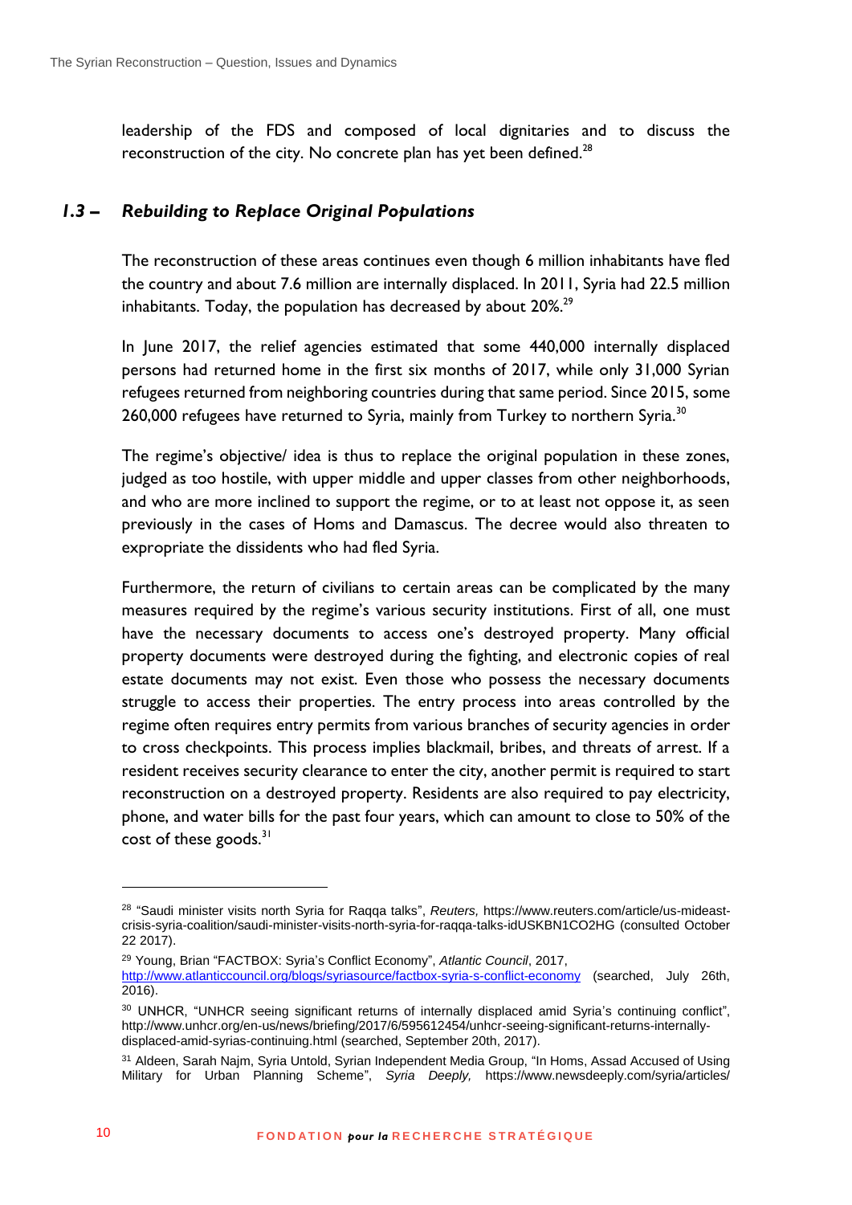leadership of the FDS and composed of local dignitaries and to discuss the reconstruction of the city. No concrete plan has yet been defined.[28]

### 1.3 – *Rebuilding to Replace Original Populations*

The reconstruction of these areas continues even though 6 million inhabitants have fled the country and about 7.6 million are internally displaced. In 2011, Syria had 22.5 million inhabitants. Today, the population has decreased by about 20%.[29]

In June 2017, the relief agencies estimated that some 440,000 internally displaced persons had returned home in the first six months of 2017, while only 31,000 Syrian refugees returned from neighboring countries during that same period. Since 2015, some 260,000 refugees have returned to Syria, mainly from Turkey to northern Syria.[30]

The regime's objective/ idea is thus to replace the original population in these zones, judged as too hostile, with upper middle and upper classes from other neighborhoods, and who are more inclined to support the regime, or to at least not oppose it, as seen previously in the cases of Homs and Damascus. The decree would also threaten to expropriate the dissidents who had fled Syria.

Furthermore, the return of civilians to certain areas can be complicated by the many measures required by the regime's various security institutions. First of all, one must have the necessary documents to access one's destroyed property. Many official property documents were destroyed during the fighting, and electronic copies of real estate documents may not exist. Even those who possess the necessary documents struggle to access their properties. The entry process into areas controlled by the regime often requires entry permits from various branches of security agencies in order to cross checkpoints. This process implies blackmail, bribes, and threats of arrest. If a resident receives security clearance to enter the city, another permit is required to start reconstruction on a destroyed property. Residents are also required to pay electricity, phone, and water bills for the past four years, which can amount to close to 50% of the cost of these goods.[31]

---

[28] "Saudi minister visits north Syria for Raqqa talks", *Reuters,* https://www.reuters.com/article/us-mideast-crisis-syria-coalition/saudi-minister-visits-north-syria-for-raqqa-talks-idUSKBN1CO2HG (consulted October 22 2017).

[29] Young, Brian "FACTBOX: Syria's Conflict Economy", *Atlantic Council*, 2017, http://www.atlanticcouncil.org/blogs/syriasource/factbox-syria-s-conflict-economy (searched, July 26th, 2016).

[30] UNHCR, "UNHCR seeing significant returns of internally displaced amid Syria's continuing conflict", http://www.unhcr.org/en-us/news/briefing/2017/6/595612454/unhcr-seeing-significant-returns-internally-displaced-amid-syrias-continuing.html (searched, September 20th, 2017).

[31] Aldeen, Sarah Najm, Syria Untold, Syrian Independent Media Group, "In Homs, Assad Accused of Using Military for Urban Planning Scheme", *Syria Deeply,* https://www.newsdeeply.com/syria/articles/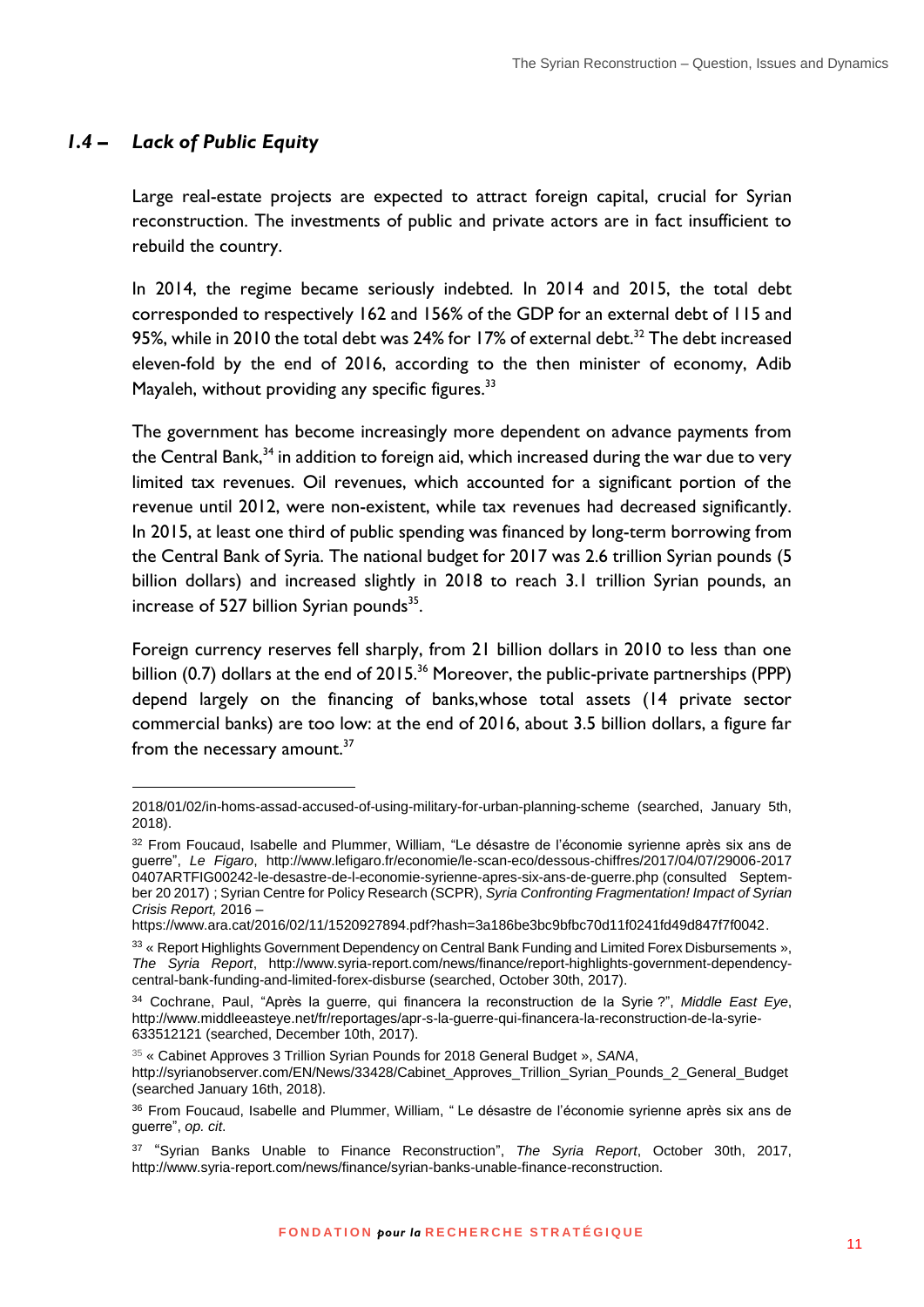### 1.4 – *Lack of Public Equity*

Large real-estate projects are expected to attract foreign capital, crucial for Syrian reconstruction. The investments of public and private actors are in fact insufficient to rebuild the country.

In 2014, the regime became seriously indebted. In 2014 and 2015, the total debt corresponded to respectively 162 and 156% of the GDP for an external debt of 115 and 95%, while in 2010 the total debt was 24% for 17% of external debt.[32] The debt increased eleven-fold by the end of 2016, according to the then minister of economy, Adib Mayaleh, without providing any specific figures.[33]

The government has become increasingly more dependent on advance payments from the Central Bank,[34] in addition to foreign aid, which increased during the war due to very limited tax revenues. Oil revenues, which accounted for a significant portion of the revenue until 2012, were non-existent, while tax revenues had decreased significantly. In 2015, at least one third of public spending was financed by long-term borrowing from the Central Bank of Syria. The national budget for 2017 was 2.6 trillion Syrian pounds (5 billion dollars) and increased slightly in 2018 to reach 3.1 trillion Syrian pounds, an increase of 527 billion Syrian pounds[35].

Foreign currency reserves fell sharply, from 21 billion dollars in 2010 to less than one billion (0.7) dollars at the end of 2015.[36] Moreover, the public-private partnerships (PPP) depend largely on the financing of banks,whose total assets (14 private sector commercial banks) are too low: at the end of 2016, about 3.5 billion dollars, a figure far from the necessary amount.[37]

---

2018/01/02/in-homs-assad-accused-of-using-military-for-urban-planning-scheme (searched, January 5th, 2018).

[32] From Foucaud, Isabelle and Plummer, William, "Le désastre de l'économie syrienne après six ans de guerre", *Le Figaro*, http://www.lefigaro.fr/economie/le-scan-eco/dessous-chiffres/2017/04/07/29006-2017 0407ARTFIG00242-le-desastre-de-l-economie-syrienne-apres-six-ans-de-guerre.php (consulted September 20 2017) ; Syrian Centre for Policy Research (SCPR), *Syria Confronting Fragmentation! Impact of Syrian Crisis Report,* 2016 – https://www.ara.cat/2016/02/11/1520927894.pdf?hash=3a186be3bc9bfbc70d11f0241fd49d847f7f0042.

[33] « Report Highlights Government Dependency on Central Bank Funding and Limited Forex Disbursements », *The Syria Report*, http://www.syria-report.com/news/finance/report-highlights-government-dependency-central-bank-funding-and-limited-forex-disburse (searched, October 30th, 2017).

[34] Cochrane, Paul, "Après la guerre, qui financera la reconstruction de la Syrie ?", *Middle East Eye*, http://www.middleeasteye.net/fr/reportages/apr-s-la-guerre-qui-financera-la-reconstruction-de-la-syrie-633512121 (searched, December 10th, 2017).

[35] « Cabinet Approves 3 Trillion Syrian Pounds for 2018 General Budget », *SANA*, http://syrianobserver.com/EN/News/33428/Cabinet_Approves_Trillion_Syrian_Pounds_2_General_Budget (searched January 16th, 2018).

[36] From Foucaud, Isabelle and Plummer, William, " Le désastre de l'économie syrienne après six ans de guerre", *op. cit*.

[37] "Syrian Banks Unable to Finance Reconstruction", *The Syria Report*, October 30th, 2017, http://www.syria-report.com/news/finance/syrian-banks-unable-finance-reconstruction.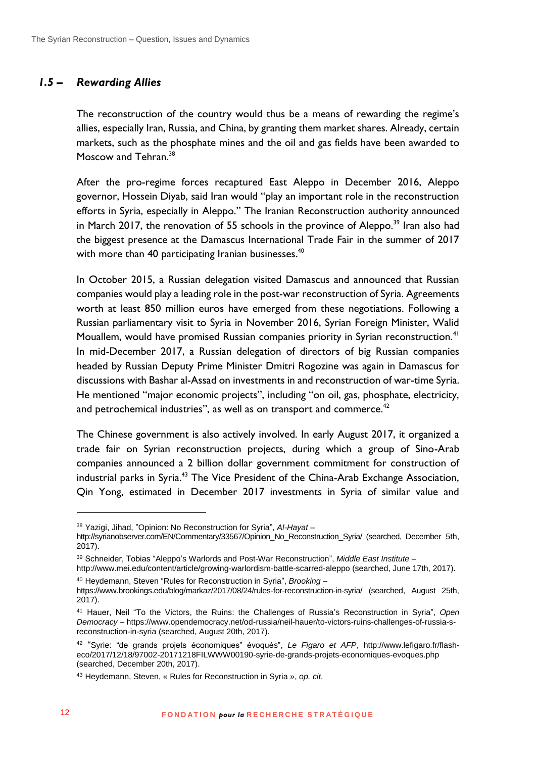### *1.5 – Rewarding Allies*

The reconstruction of the country would thus be a means of rewarding the regime's allies, especially Iran, Russia, and China, by granting them market shares. Already, certain markets, such as the phosphate mines and the oil and gas fields have been awarded to Moscow and Tehran.[38]

After the pro-regime forces recaptured East Aleppo in December 2016, Aleppo governor, Hossein Diyab, said Iran would "play an important role in the reconstruction efforts in Syria, especially in Aleppo." The Iranian Reconstruction authority announced in March 2017, the renovation of 55 schools in the province of Aleppo.[39] Iran also had the biggest presence at the Damascus International Trade Fair in the summer of 2017 with more than 40 participating Iranian businesses.[40]

In October 2015, a Russian delegation visited Damascus and announced that Russian companies would play a leading role in the post-war reconstruction of Syria. Agreements worth at least 850 million euros have emerged from these negotiations. Following a Russian parliamentary visit to Syria in November 2016, Syrian Foreign Minister, Walid Mouallem, would have promised Russian companies priority in Syrian reconstruction.[41] In mid-December 2017, a Russian delegation of directors of big Russian companies headed by Russian Deputy Prime Minister Dmitri Rogozine was again in Damascus for discussions with Bashar al-Assad on investments in and reconstruction of war-time Syria. He mentioned "major economic projects", including "on oil, gas, phosphate, electricity, and petrochemical industries", as well as on transport and commerce.[42]

The Chinese government is also actively involved. In early August 2017, it organized a trade fair on Syrian reconstruction projects, during which a group of Sino-Arab companies announced a 2 billion dollar government commitment for construction of industrial parks in Syria.[43] The Vice President of the China-Arab Exchange Association, Qin Yong, estimated in December 2017 investments in Syria of similar value and

---

[38] Yazigi, Jihad, "Opinion: No Reconstruction for Syria", *Al-Hayat* – http://syrianobserver.com/EN/Commentary/33567/Opinion_No_Reconstruction_Syria/ (searched, December 5th, 2017).

[39] Schneider, Tobias "Aleppo's Warlords and Post-War Reconstruction", *Middle East Institute* – http://www.mei.edu/content/article/growing-warlordism-battle-scarred-aleppo (searched, June 17th, 2017).

[40] Heydemann, Steven "Rules for Reconstruction in Syria", *Brooking* – https://www.brookings.edu/blog/markaz/2017/08/24/rules-for-reconstruction-in-syria/ (searched, August 25th, 2017).

[41] Hauer, Neil "To the Victors, the Ruins: the Challenges of Russia's Reconstruction in Syria", *Open Democracy* – https://www.opendemocracy.net/od-russia/neil-hauer/to-victors-ruins-challenges-of-russia-s-reconstruction-in-syria (searched, August 20th, 2017).

[42] "Syrie: "de grands projets économiques" évoqués", *Le Figaro et AFP*, http://www.lefigaro.fr/flash-eco/2017/12/18/97002-20171218FILWWW00190-syrie-de-grands-projets-economiques-evoques.php (searched, December 20th, 2017).

[43] Heydemann, Steven, « Rules for Reconstruction in Syria », *op. cit*.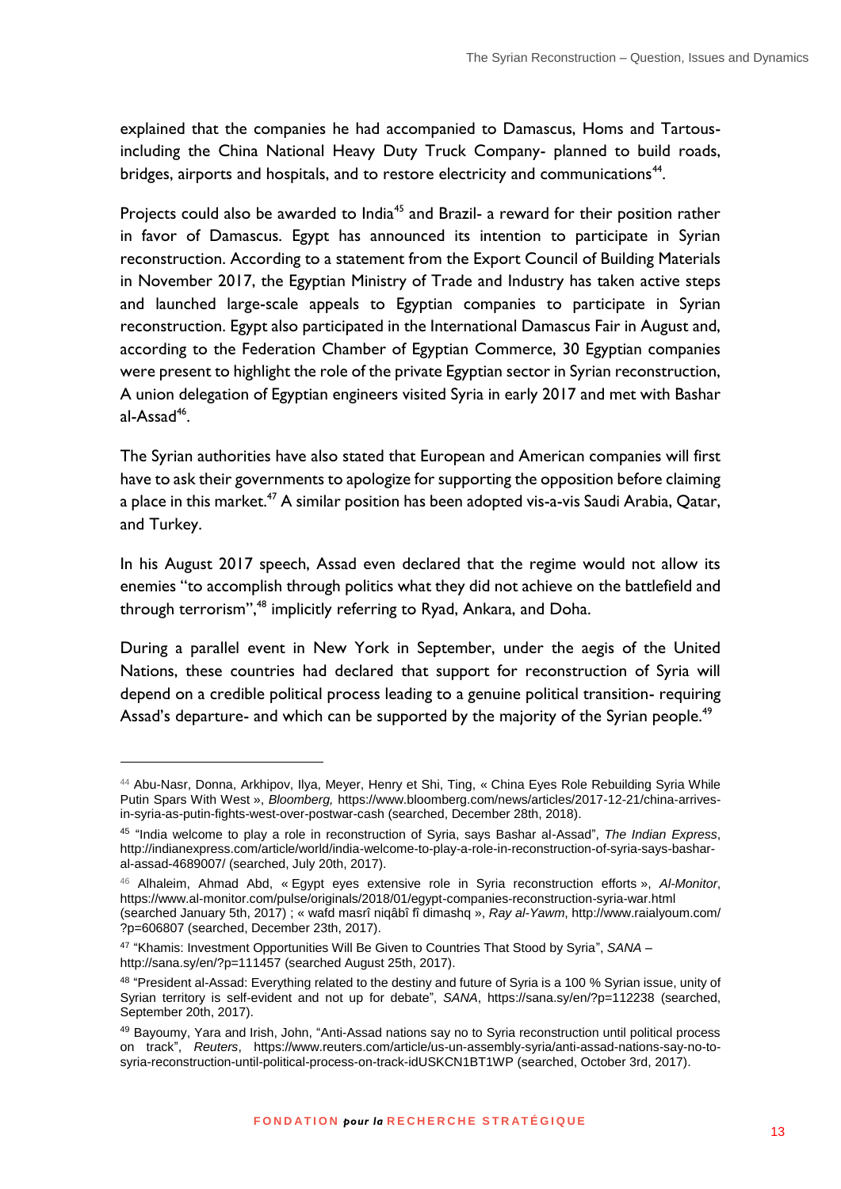explained that the companies he had accompanied to Damascus, Homs and Tartous- including the China National Heavy Duty Truck Company- planned to build roads, bridges, airports and hospitals, and to restore electricity and communications[44].

Projects could also be awarded to India[45] and Brazil- a reward for their position rather in favor of Damascus. Egypt has announced its intention to participate in Syrian reconstruction. According to a statement from the Export Council of Building Materials in November 2017, the Egyptian Ministry of Trade and Industry has taken active steps and launched large-scale appeals to Egyptian companies to participate in Syrian reconstruction. Egypt also participated in the International Damascus Fair in August and, according to the Federation Chamber of Egyptian Commerce, 30 Egyptian companies were present to highlight the role of the private Egyptian sector in Syrian reconstruction, A union delegation of Egyptian engineers visited Syria in early 2017 and met with Bashar al-Assad[46].

The Syrian authorities have also stated that European and American companies will first have to ask their governments to apologize for supporting the opposition before claiming a place in this market.[47] A similar position has been adopted vis-a-vis Saudi Arabia, Qatar, and Turkey.

In his August 2017 speech, Assad even declared that the regime would not allow its enemies "to accomplish through politics what they did not achieve on the battlefield and through terrorism",[48] implicitly referring to Ryad, Ankara, and Doha.

During a parallel event in New York in September, under the aegis of the United Nations, these countries had declared that support for reconstruction of Syria will depend on a credible political process leading to a genuine political transition- requiring Assad's departure- and which can be supported by the majority of the Syrian people.[49]

---

[44] Abu-Nasr, Donna, Arkhipov, Ilya, Meyer, Henry et Shi, Ting, « China Eyes Role Rebuilding Syria While Putin Spars With West », *Bloomberg,* https://www.bloomberg.com/news/articles/2017-12-21/china-arrives-in-syria-as-putin-fights-west-over-postwar-cash (searched, December 28th, 2018).

[45] "India welcome to play a role in reconstruction of Syria, says Bashar al-Assad", *The Indian Express*, http://indianexpress.com/article/world/india-welcome-to-play-a-role-in-reconstruction-of-syria-says-bashar-al-assad-4689007/ (searched, July 20th, 2017).

[46] Alhaleim, Ahmad Abd, « Egypt eyes extensive role in Syria reconstruction efforts », *Al-Monitor*, https://www.al-monitor.com/pulse/originals/2018/01/egypt-companies-reconstruction-syria-war.html (searched January 5th, 2017) ; « wafd masrî niqâbî fî dimashq », *Ray al-Yawm*, http://www.raialyoum.com/?p=606807 (searched, December 23th, 2017).

[47] "Khamis: Investment Opportunities Will Be Given to Countries That Stood by Syria", *SANA* – http://sana.sy/en/?p=111457 (searched August 25th, 2017).

[48] "President al-Assad: Everything related to the destiny and future of Syria is a 100 % Syrian issue, unity of Syrian territory is self-evident and not up for debate", *SANA*, https://sana.sy/en/?p=112238 (searched, September 20th, 2017).

[49] Bayoumy, Yara and Irish, John, "Anti-Assad nations say no to Syria reconstruction until political process on track", *Reuters*, https://www.reuters.com/article/us-un-assembly-syria/anti-assad-nations-say-no-to-syria-reconstruction-until-political-process-on-track-idUSKCN1BT1WP (searched, October 3rd, 2017).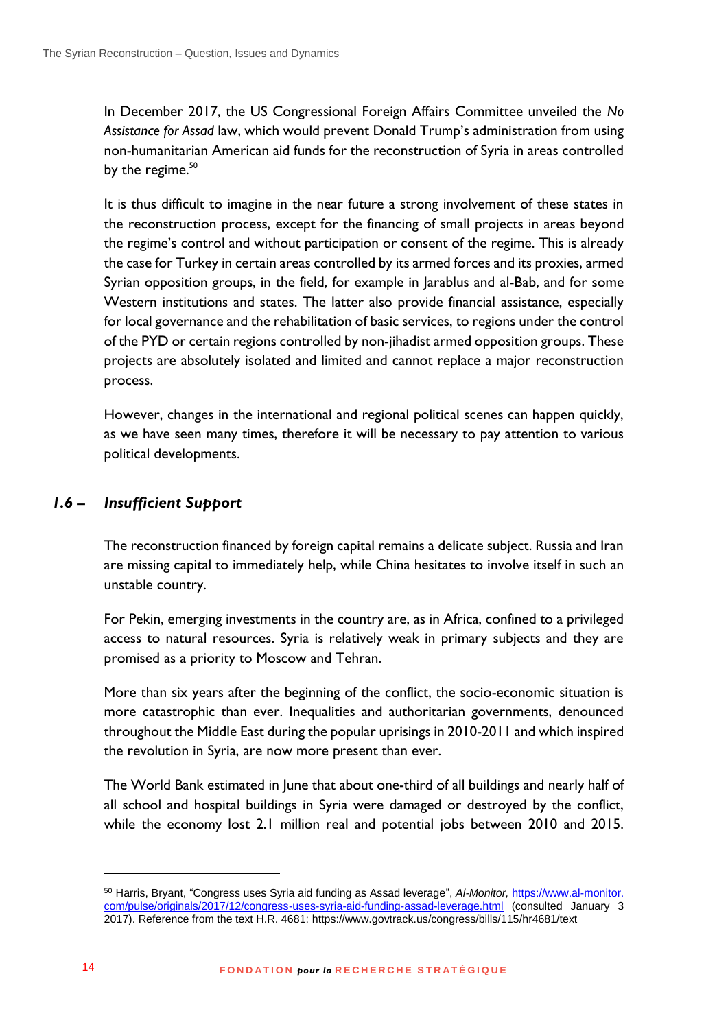In December 2017, the US Congressional Foreign Affairs Committee unveiled the *No Assistance for Assad* law, which would prevent Donald Trump's administration from using non-humanitarian American aid funds for the reconstruction of Syria in areas controlled by the regime.[50]

It is thus difficult to imagine in the near future a strong involvement of these states in the reconstruction process, except for the financing of small projects in areas beyond the regime's control and without participation or consent of the regime. This is already the case for Turkey in certain areas controlled by its armed forces and its proxies, armed Syrian opposition groups, in the field, for example in Jarablus and al-Bab, and for some Western institutions and states. The latter also provide financial assistance, especially for local governance and the rehabilitation of basic services, to regions under the control of the PYD or certain regions controlled by non-jihadist armed opposition groups. These projects are absolutely isolated and limited and cannot replace a major reconstruction process.

However, changes in the international and regional political scenes can happen quickly, as we have seen many times, therefore it will be necessary to pay attention to various political developments.

### *1.6 – Insufficient Support*

The reconstruction financed by foreign capital remains a delicate subject. Russia and Iran are missing capital to immediately help, while China hesitates to involve itself in such an unstable country.

For Pekin, emerging investments in the country are, as in Africa, confined to a privileged access to natural resources. Syria is relatively weak in primary subjects and they are promised as a priority to Moscow and Tehran.

More than six years after the beginning of the conflict, the socio-economic situation is more catastrophic than ever. Inequalities and authoritarian governments, denounced throughout the Middle East during the popular uprisings in 2010-2011 and which inspired the revolution in Syria, are now more present than ever.

The World Bank estimated in June that about one-third of all buildings and nearly half of all school and hospital buildings in Syria were damaged or destroyed by the conflict, while the economy lost 2.1 million real and potential jobs between 2010 and 2015.

---

[50] Harris, Bryant, "Congress uses Syria aid funding as Assad leverage", *Al-Monitor,* https://www.al-monitor.com/pulse/originals/2017/12/congress-uses-syria-aid-funding-assad-leverage.html (consulted January 3 2017). Reference from the text H.R. 4681: https://www.govtrack.us/congress/bills/115/hr4681/text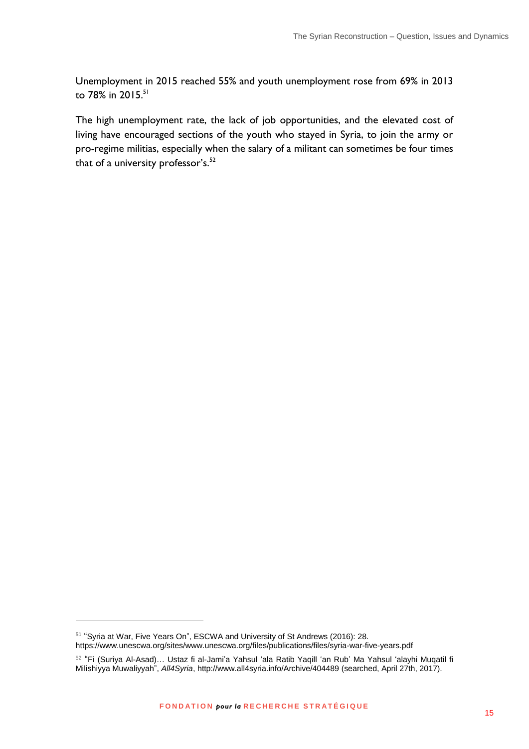Unemployment in 2015 reached 55% and youth unemployment rose from 69% in 2013 to 78% in 2015.[51]

The high unemployment rate, the lack of job opportunities, and the elevated cost of living have encouraged sections of the youth who stayed in Syria, to join the army or pro-regime militias, especially when the salary of a militant can sometimes be four times that of a university professor's.[52]

---

[51] "Syria at War, Five Years On", ESCWA and University of St Andrews (2016): 28. https://www.unescwa.org/sites/www.unescwa.org/files/publications/files/syria-war-five-years.pdf

[52] "Fi (Suriya Al-Asad)… Ustaz fi al-Jami'a Yahsul 'ala Ratib Yaqill 'an Rub' Ma Yahsul 'alayhi Muqatil fi Milishiyya Muwaliyyah", *All4Syria*, http://www.all4syria.info/Archive/404489 (searched, April 27th, 2017).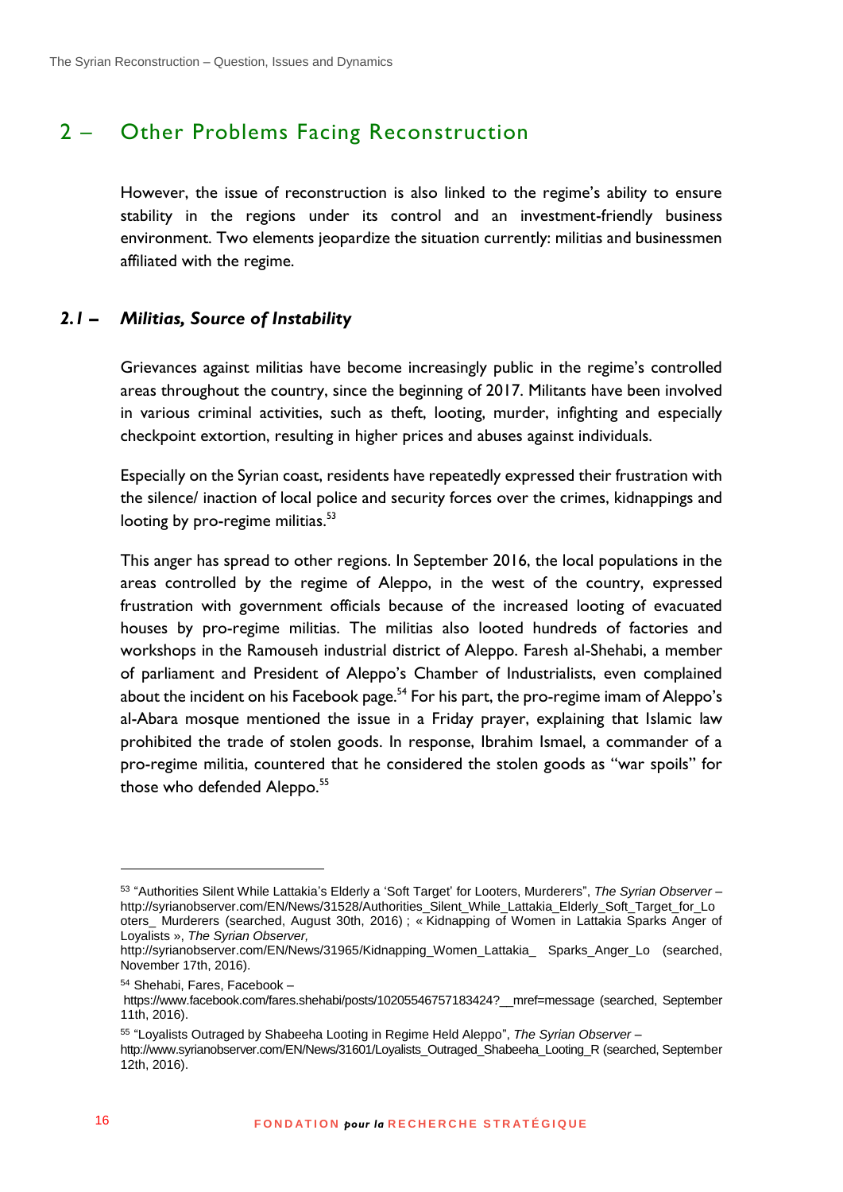## 2 – Other Problems Facing Reconstruction

However, the issue of reconstruction is also linked to the regime's ability to ensure stability in the regions under its control and an investment-friendly business environment. Two elements jeopardize the situation currently: militias and businessmen affiliated with the regime.

### *2.1 – Militias, Source of Instability*

Grievances against militias have become increasingly public in the regime's controlled areas throughout the country, since the beginning of 2017. Militants have been involved in various criminal activities, such as theft, looting, murder, infighting and especially checkpoint extortion, resulting in higher prices and abuses against individuals.

Especially on the Syrian coast, residents have repeatedly expressed their frustration with the silence/ inaction of local police and security forces over the crimes, kidnappings and looting by pro-regime militias.[53]

This anger has spread to other regions. In September 2016, the local populations in the areas controlled by the regime of Aleppo, in the west of the country, expressed frustration with government officials because of the increased looting of evacuated houses by pro-regime militias. The militias also looted hundreds of factories and workshops in the Ramouseh industrial district of Aleppo. Faresh al-Shehabi, a member of parliament and President of Aleppo's Chamber of Industrialists, even complained about the incident on his Facebook page.[54] For his part, the pro-regime imam of Aleppo's al-Abara mosque mentioned the issue in a Friday prayer, explaining that Islamic law prohibited the trade of stolen goods. In response, Ibrahim Ismael, a commander of a pro-regime militia, countered that he considered the stolen goods as "war spoils" for those who defended Aleppo.[55]

---

[53] "Authorities Silent While Lattakia's Elderly a 'Soft Target' for Looters, Murderers", *The Syrian Observer* – http://syrianobserver.com/EN/News/31528/Authorities_Silent_While_Lattakia_Elderly_Soft_Target_for_Looters_ Murderers (searched, August 30th, 2016) ; « Kidnapping of Women in Lattakia Sparks Anger of Loyalists », *The Syrian Observer,* http://syrianobserver.com/EN/News/31965/Kidnapping_Women_Lattakia_ Sparks_Anger_Lo (searched, November 17th, 2016).

[54] Shehabi, Fares, Facebook – https://www.facebook.com/fares.shehabi/posts/10205546757183424?__mref=message (searched, September 11th, 2016).

[55] "Loyalists Outraged by Shabeeha Looting in Regime Held Aleppo", *The Syrian Observer* – http://www.syrianobserver.com/EN/News/31601/Loyalists_Outraged_Shabeeha_Looting_R (searched, September 12th, 2016).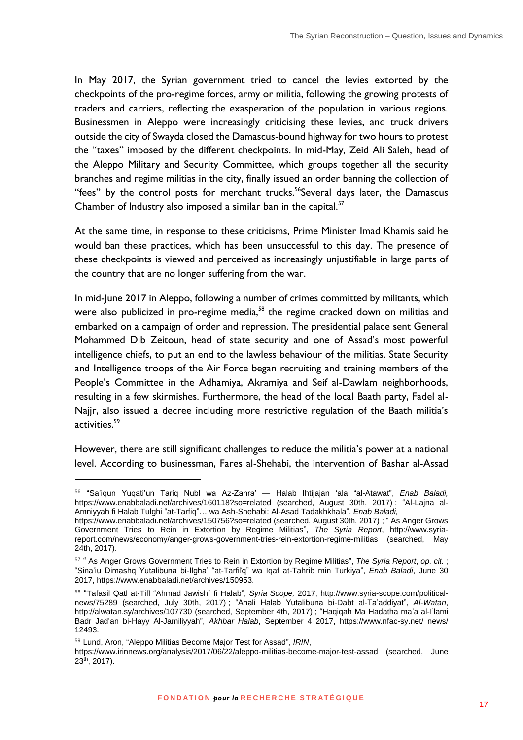In May 2017, the Syrian government tried to cancel the levies extorted by the checkpoints of the pro-regime forces, army or militia, following the growing protests of traders and carriers, reflecting the exasperation of the population in various regions. Businessmen in Aleppo were increasingly criticising these levies, and truck drivers outside the city of Swayda closed the Damascus-bound highway for two hours to protest the "taxes" imposed by the different checkpoints. In mid-May, Zeid Ali Saleh, head of the Aleppo Military and Security Committee, which groups together all the security branches and regime militias in the city, finally issued an order banning the collection of "fees" by the control posts for merchant trucks.[56]Several days later, the Damascus Chamber of Industry also imposed a similar ban in the capital.[57]

At the same time, in response to these criticisms, Prime Minister Imad Khamis said he would ban these practices, which has been unsuccessful to this day. The presence of these checkpoints is viewed and perceived as increasingly unjustifiable in large parts of the country that are no longer suffering from the war.

In mid-June 2017 in Aleppo, following a number of crimes committed by militants, which were also publicized in pro-regime media,[58] the regime cracked down on militias and embarked on a campaign of order and repression. The presidential palace sent General Mohammed Dib Zeitoun, head of state security and one of Assad's most powerful intelligence chiefs, to put an end to the lawless behaviour of the militias. State Security and Intelligence troops of the Air Force began recruiting and training members of the People's Committee in the Adhamiya, Akramiya and Seif al-Dawlam neighborhoods, resulting in a few skirmishes. Furthermore, the head of the local Baath party, Fadel al-Najjr, also issued a decree including more restrictive regulation of the Baath militia's activities.[59]

However, there are still significant challenges to reduce the militia's power at a national level. According to businessman, Fares al-Shehabi, the intervention of Bashar al-Assad

---

[56] "Sa'iqun Yuqati'un Tariq Nubl wa Az-Zahra' — Halab Ihtijajan 'ala "al-Atawat", *Enab Baladi,* https://www.enabbaladi.net/archives/160118?so=related (searched, August 30th, 2017) ; "Al-Lajna al-Amniyyah fi Halab Tulghi "at-Tarfiq"… wa Ash-Shehabi: Al-Asad Tadakhkhala", *Enab Baladi,* https://www.enabbaladi.net/archives/150756?so=related (searched, August 30th, 2017) ; " As Anger Grows Government Tries to Rein in Extortion by Regime Militias", *The Syria Report*, http://www.syria-report.com/news/economy/anger-grows-government-tries-rein-extortion-regime-militias (searched, May 24th, 2017).

[57] " As Anger Grows Government Tries to Rein in Extortion by Regime Militias", *The Syria Report*, *op. cit.* ; "Sina'iu Dimashq Yutalibuna bi-Ilgha' "at-Tarfiîq" wa Iqaf at-Tahrib min Turkiya", *Enab Baladi*, June 30 2017, https://www.enabbaladi.net/archives/150953.

[58] "Tafasil Qatl at-Tifl "Ahmad Jawish" fi Halab", *Syria Scope,* 2017, http://www.syria-scope.com/political-news/75289 (searched, July 30th, 2017) ; "Ahali Halab Yutalibuna bi-Dabt al-Ta'addiyat", *Al-Watan*, http://alwatan.sy/archives/107730 (searched, September 4th, 2017) ; "Haqiqah Ma Hadatha ma'a al-I'lami Badr Jad'an bi-Hayy Al-Jamiliyyah", *Akhbar Halab*, September 4 2017, https://www.nfac-sy.net/ news/ 12493.

[59] Lund, Aron, "Aleppo Militias Become Major Test for Assad", *IRIN*, https://www.irinnews.org/analysis/2017/06/22/aleppo-militias-become-major-test-assad (searched, June 23th, 2017).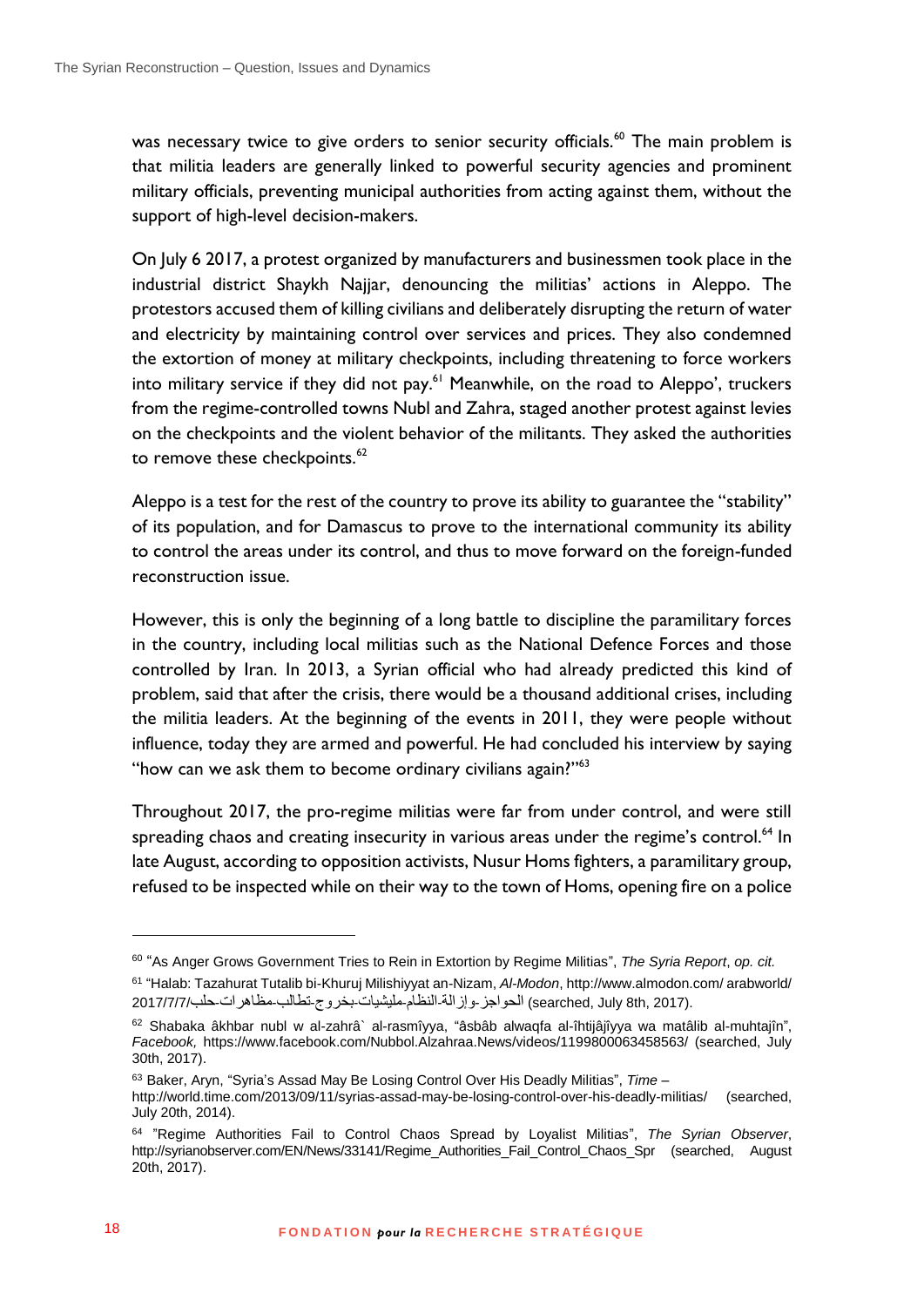was necessary twice to give orders to senior security officials.[60] The main problem is that militia leaders are generally linked to powerful security agencies and prominent military officials, preventing municipal authorities from acting against them, without the support of high-level decision-makers.

On July 6 2017, a protest organized by manufacturers and businessmen took place in the industrial district Shaykh Najjar, denouncing the militias' actions in Aleppo. The protestors accused them of killing civilians and deliberately disrupting the return of water and electricity by maintaining control over services and prices. They also condemned the extortion of money at military checkpoints, including threatening to force workers into military service if they did not pay.[61] Meanwhile, on the road to Aleppo', truckers from the regime-controlled towns Nubl and Zahra, staged another protest against levies on the checkpoints and the violent behavior of the militants. They asked the authorities to remove these checkpoints.[62]

Aleppo is a test for the rest of the country to prove its ability to guarantee the "stability" of its population, and for Damascus to prove to the international community its ability to control the areas under its control, and thus to move forward on the foreign-funded reconstruction issue.

However, this is only the beginning of a long battle to discipline the paramilitary forces in the country, including local militias such as the National Defence Forces and those controlled by Iran. In 2013, a Syrian official who had already predicted this kind of problem, said that after the crisis, there would be a thousand additional crises, including the militia leaders. At the beginning of the events in 2011, they were people without influence, today they are armed and powerful. He had concluded his interview by saying "how can we ask them to become ordinary civilians again?"[63]

Throughout 2017, the pro-regime militias were far from under control, and were still spreading chaos and creating insecurity in various areas under the regime's control.[64] In late August, according to opposition activists, Nusur Homs fighters, a paramilitary group, refused to be inspected while on their way to the town of Homs, opening fire on a police

---

[60] "As Anger Grows Government Tries to Rein in Extortion by Regime Militias", *The Syria Report*, *op. cit.*

[61] "Halab: Tazahurat Tutalib bi-Khuruj Milishiyyat an-Nizam, *Al-Modon*, http://www.almodon.com/ arabworld/ 2017/7/7/الحواجز-وإزالة-النظام-مليشيات-بخروج-تطالب-مظاهرات-حلب (searched, July 8th, 2017).

[62] Shabaka âkhbar nubl w al-zahrâ` al-rasmîyya, "âsbâb alwaqfa al-îhtijâjîyya wa matâlib al-muhtajîn", *Facebook,* https://www.facebook.com/Nubbol.Alzahraa.News/videos/1199800063458563/ (searched, July 30th, 2017).

[63] Baker, Aryn, "Syria's Assad May Be Losing Control Over His Deadly Militias", *Time* – http://world.time.com/2013/09/11/syrias-assad-may-be-losing-control-over-his-deadly-militias/ (searched, July 20th, 2014).

[64] "Regime Authorities Fail to Control Chaos Spread by Loyalist Militias", *The Syrian Observer*, http://syrianobserver.com/EN/News/33141/Regime_Authorities_Fail_Control_Chaos_Spr (searched, August 20th, 2017).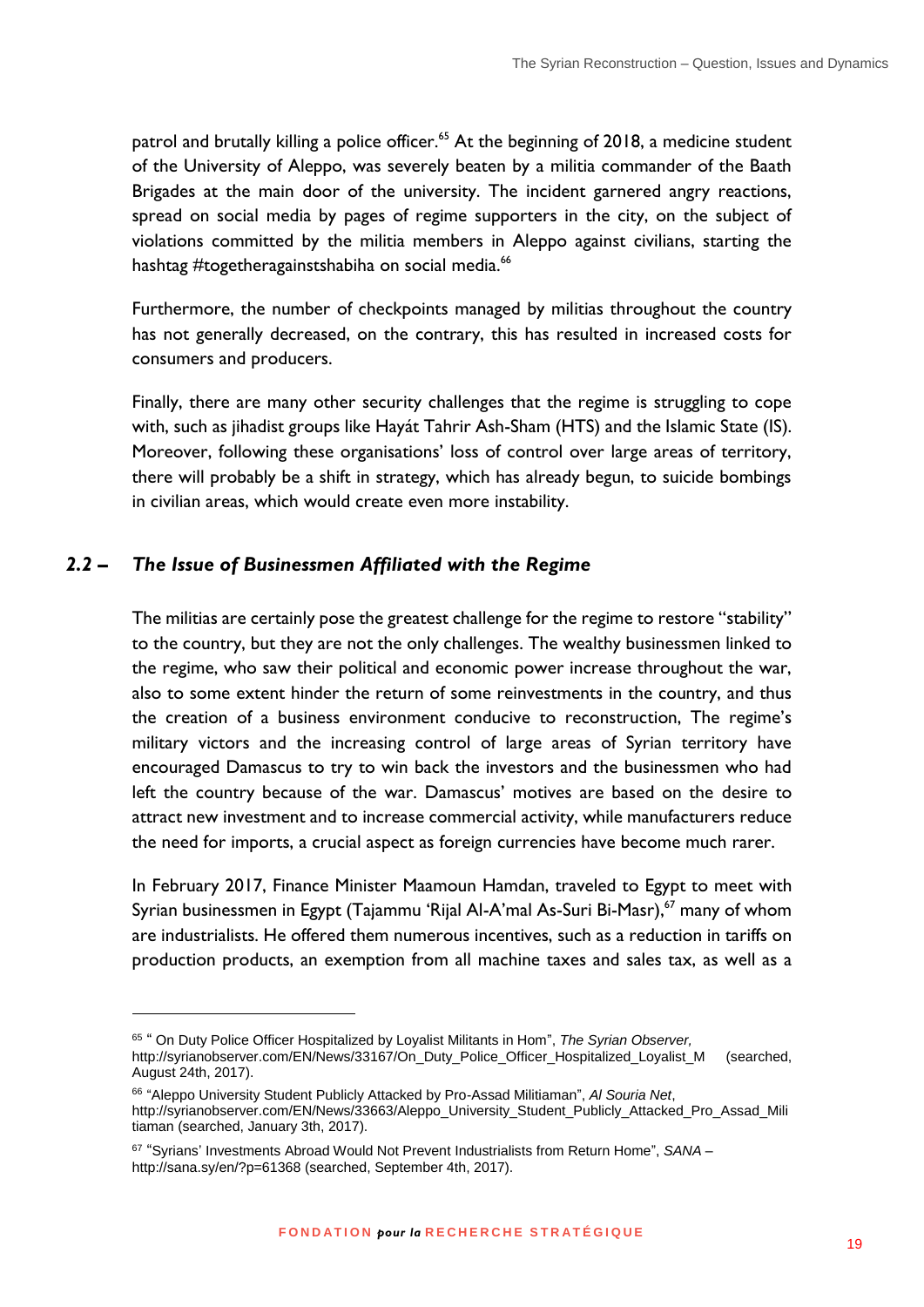patrol and brutally killing a police officer.[65] At the beginning of 2018, a medicine student of the University of Aleppo, was severely beaten by a militia commander of the Baath Brigades at the main door of the university. The incident garnered angry reactions, spread on social media by pages of regime supporters in the city, on the subject of violations committed by the militia members in Aleppo against civilians, starting the hashtag #togetheragainstshabiha on social media.[66]

Furthermore, the number of checkpoints managed by militias throughout the country has not generally decreased, on the contrary, this has resulted in increased costs for consumers and producers.

Finally, there are many other security challenges that the regime is struggling to cope with, such as jihadist groups like Hayát Tahrir Ash-Sham (HTS) and the Islamic State (IS). Moreover, following these organisations' loss of control over large areas of territory, there will probably be a shift in strategy, which has already begun, to suicide bombings in civilian areas, which would create even more instability.

### *2.2 – The Issue of Businessmen Affiliated with the Regime*

The militias are certainly pose the greatest challenge for the regime to restore "stability" to the country, but they are not the only challenges. The wealthy businessmen linked to the regime, who saw their political and economic power increase throughout the war, also to some extent hinder the return of some reinvestments in the country, and thus the creation of a business environment conducive to reconstruction, The regime's military victors and the increasing control of large areas of Syrian territory have encouraged Damascus to try to win back the investors and the businessmen who had left the country because of the war. Damascus' motives are based on the desire to attract new investment and to increase commercial activity, while manufacturers reduce the need for imports, a crucial aspect as foreign currencies have become much rarer.

In February 2017, Finance Minister Maamoun Hamdan, traveled to Egypt to meet with Syrian businessmen in Egypt (Tajammu 'Rijal Al-A'mal As-Suri Bi-Masr),[67] many of whom are industrialists. He offered them numerous incentives, such as a reduction in tariffs on production products, an exemption from all machine taxes and sales tax, as well as a

---

[65] " On Duty Police Officer Hospitalized by Loyalist Militants in Hom", *The Syrian Observer,* http://syrianobserver.com/EN/News/33167/On_Duty_Police_Officer_Hospitalized_Loyalist_M (searched, August 24th, 2017).

[66] "Aleppo University Student Publicly Attacked by Pro-Assad Militiaman", *Al Souria Net*, http://syrianobserver.com/EN/News/33663/Aleppo_University_Student_Publicly_Attacked_Pro_Assad_Militiaman (searched, January 3th, 2017).

[67] "Syrians' Investments Abroad Would Not Prevent Industrialists from Return Home", *SANA* – http://sana.sy/en/?p=61368 (searched, September 4th, 2017).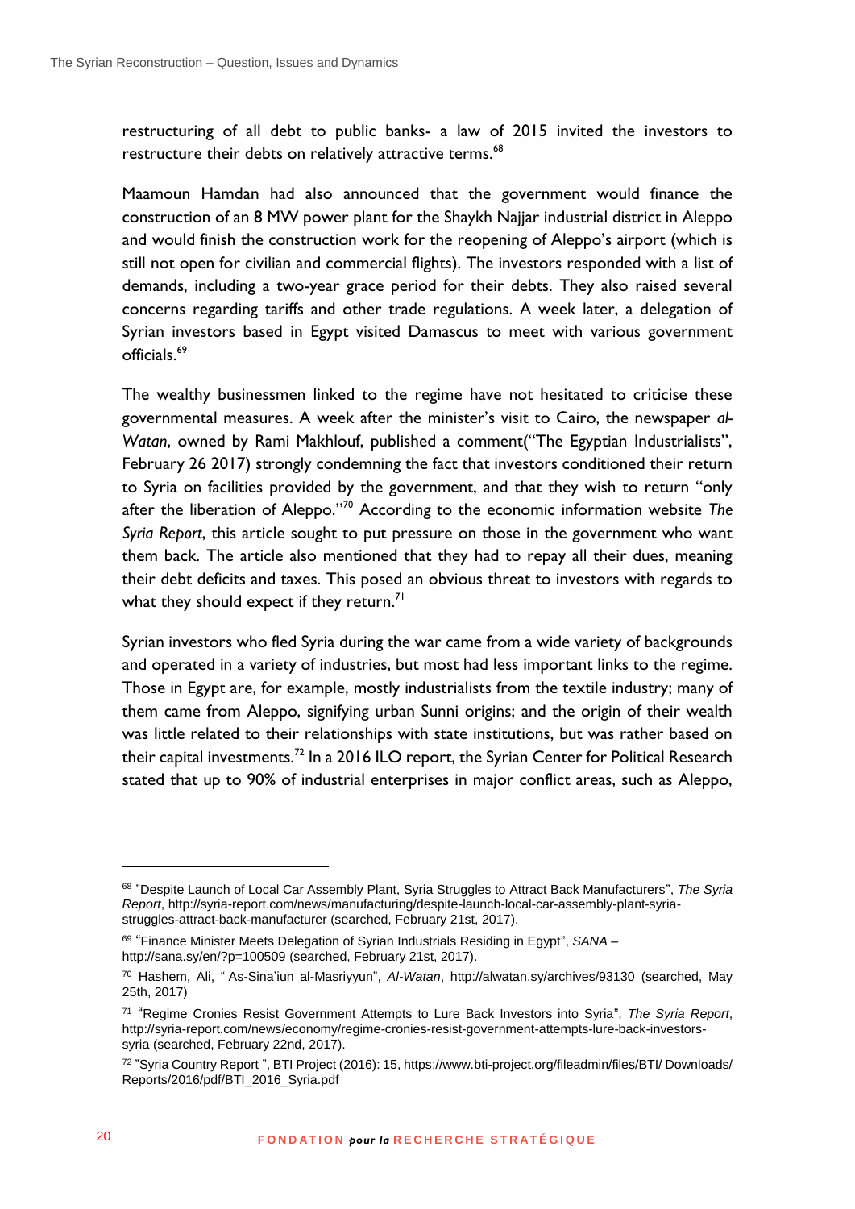restructuring of all debt to public banks- a law of 2015 invited the investors to restructure their debts on relatively attractive terms.[68]

Maamoun Hamdan had also announced that the government would finance the construction of an 8 MW power plant for the Shaykh Najjar industrial district in Aleppo and would finish the construction work for the reopening of Aleppo's airport (which is still not open for civilian and commercial flights). The investors responded with a list of demands, including a two-year grace period for their debts. They also raised several concerns regarding tariffs and other trade regulations. A week later, a delegation of Syrian investors based in Egypt visited Damascus to meet with various government officials.[69]

The wealthy businessmen linked to the regime have not hesitated to criticise these governmental measures. A week after the minister's visit to Cairo, the newspaper *al-Watan*, owned by Rami Makhlouf, published a comment("The Egyptian Industrialists", February 26 2017) strongly condemning the fact that investors conditioned their return to Syria on facilities provided by the government, and that they wish to return "only after the liberation of Aleppo."[70] According to the economic information website *The Syria Report*, this article sought to put pressure on those in the government who want them back. The article also mentioned that they had to repay all their dues, meaning their debt deficits and taxes. This posed an obvious threat to investors with regards to what they should expect if they return.[71]

Syrian investors who fled Syria during the war came from a wide variety of backgrounds and operated in a variety of industries, but most had less important links to the regime. Those in Egypt are, for example, mostly industrialists from the textile industry; many of them came from Aleppo, signifying urban Sunni origins; and the origin of their wealth was little related to their relationships with state institutions, but was rather based on their capital investments.[72] In a 2016 ILO report, the Syrian Center for Political Research stated that up to 90% of industrial enterprises in major conflict areas, such as Aleppo,

---

[68] "Despite Launch of Local Car Assembly Plant, Syria Struggles to Attract Back Manufacturers", *The Syria Report*, http://syria-report.com/news/manufacturing/despite-launch-local-car-assembly-plant-syria-struggles-attract-back-manufacturer (searched, February 21st, 2017).

[69] "Finance Minister Meets Delegation of Syrian Industrials Residing in Egypt", *SANA* – http://sana.sy/en/?p=100509 (searched, February 21st, 2017).

[70] Hashem, Ali, " As-Sina'iun al-Masriyyun", *Al-Watan*, http://alwatan.sy/archives/93130 (searched, May 25th, 2017)

[71] "Regime Cronies Resist Government Attempts to Lure Back Investors into Syria", *The Syria Report*, http://syria-report.com/news/economy/regime-cronies-resist-government-attempts-lure-back-investors-syria (searched, February 22nd, 2017).

[72] "Syria Country Report ", BTI Project (2016): 15, https://www.bti-project.org/fileadmin/files/BTI/ Downloads/ Reports/2016/pdf/BTI_2016_Syria.pdf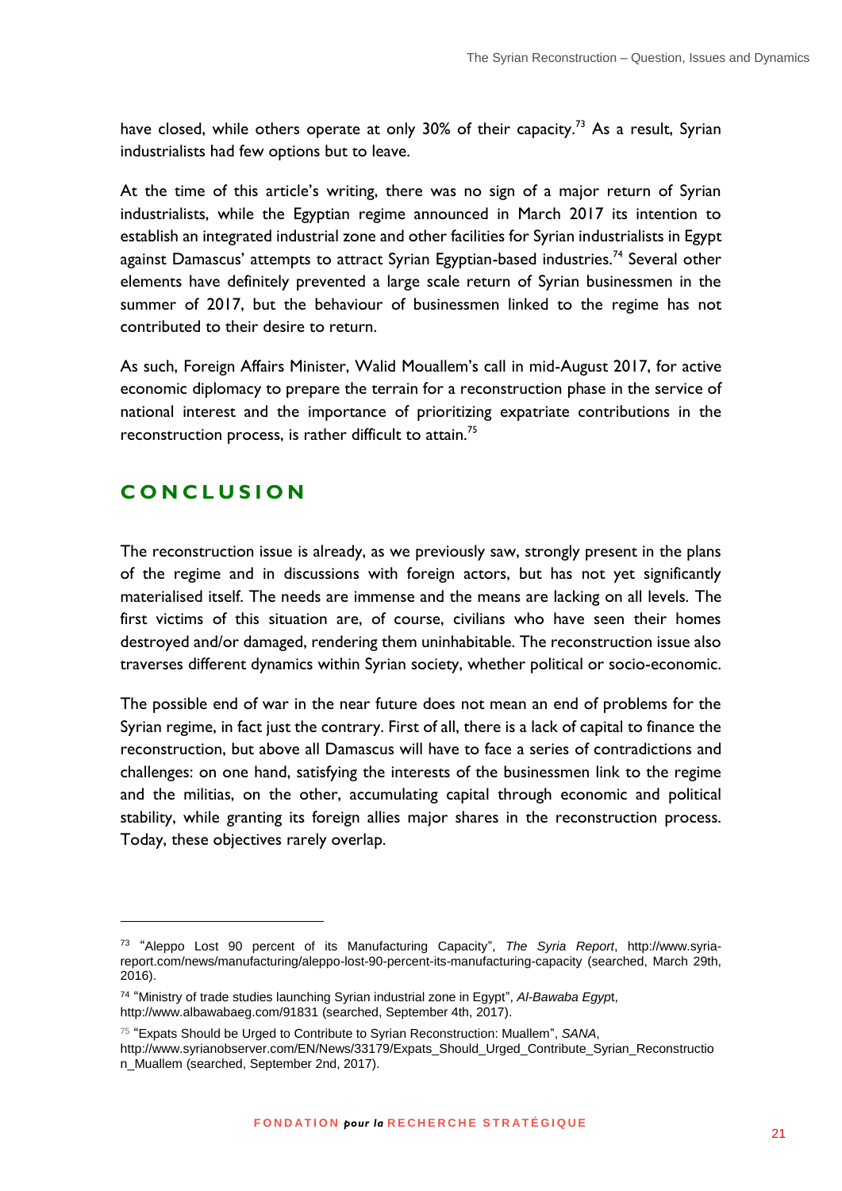have closed, while others operate at only 30% of their capacity.[73] As a result, Syrian industrialists had few options but to leave.

At the time of this article's writing, there was no sign of a major return of Syrian industrialists, while the Egyptian regime announced in March 2017 its intention to establish an integrated industrial zone and other facilities for Syrian industrialists in Egypt against Damascus' attempts to attract Syrian Egyptian-based industries.[74] Several other elements have definitely prevented a large scale return of Syrian businessmen in the summer of 2017, but the behaviour of businessmen linked to the regime has not contributed to their desire to return.

As such, Foreign Affairs Minister, Walid Mouallem's call in mid-August 2017, for active economic diplomacy to prepare the terrain for a reconstruction phase in the service of national interest and the importance of prioritizing expatriate contributions in the reconstruction process, is rather difficult to attain.[75]

## CONCLUSION

The reconstruction issue is already, as we previously saw, strongly present in the plans of the regime and in discussions with foreign actors, but has not yet significantly materialised itself. The needs are immense and the means are lacking on all levels. The first victims of this situation are, of course, civilians who have seen their homes destroyed and/or damaged, rendering them uninhabitable. The reconstruction issue also traverses different dynamics within Syrian society, whether political or socio-economic.

The possible end of war in the near future does not mean an end of problems for the Syrian regime, in fact just the contrary. First of all, there is a lack of capital to finance the reconstruction, but above all Damascus will have to face a series of contradictions and challenges: on one hand, satisfying the interests of the businessmen link to the regime and the militias, on the other, accumulating capital through economic and political stability, while granting its foreign allies major shares in the reconstruction process. Today, these objectives rarely overlap.

---

[73] "Aleppo Lost 90 percent of its Manufacturing Capacity", *The Syria Report*, http://www.syria-report.com/news/manufacturing/aleppo-lost-90-percent-its-manufacturing-capacity (searched, March 29th, 2016).

[74] "Ministry of trade studies launching Syrian industrial zone in Egypt", *Al-Bawaba Egypt*, http://www.albawabaeg.com/91831 (searched, September 4th, 2017).

[75] "Expats Should be Urged to Contribute to Syrian Reconstruction: Muallem", *SANA*, http://www.syrianobserver.com/EN/News/33179/Expats_Should_Urged_Contribute_Syrian_Reconstruction_Muallem (searched, September 2nd, 2017).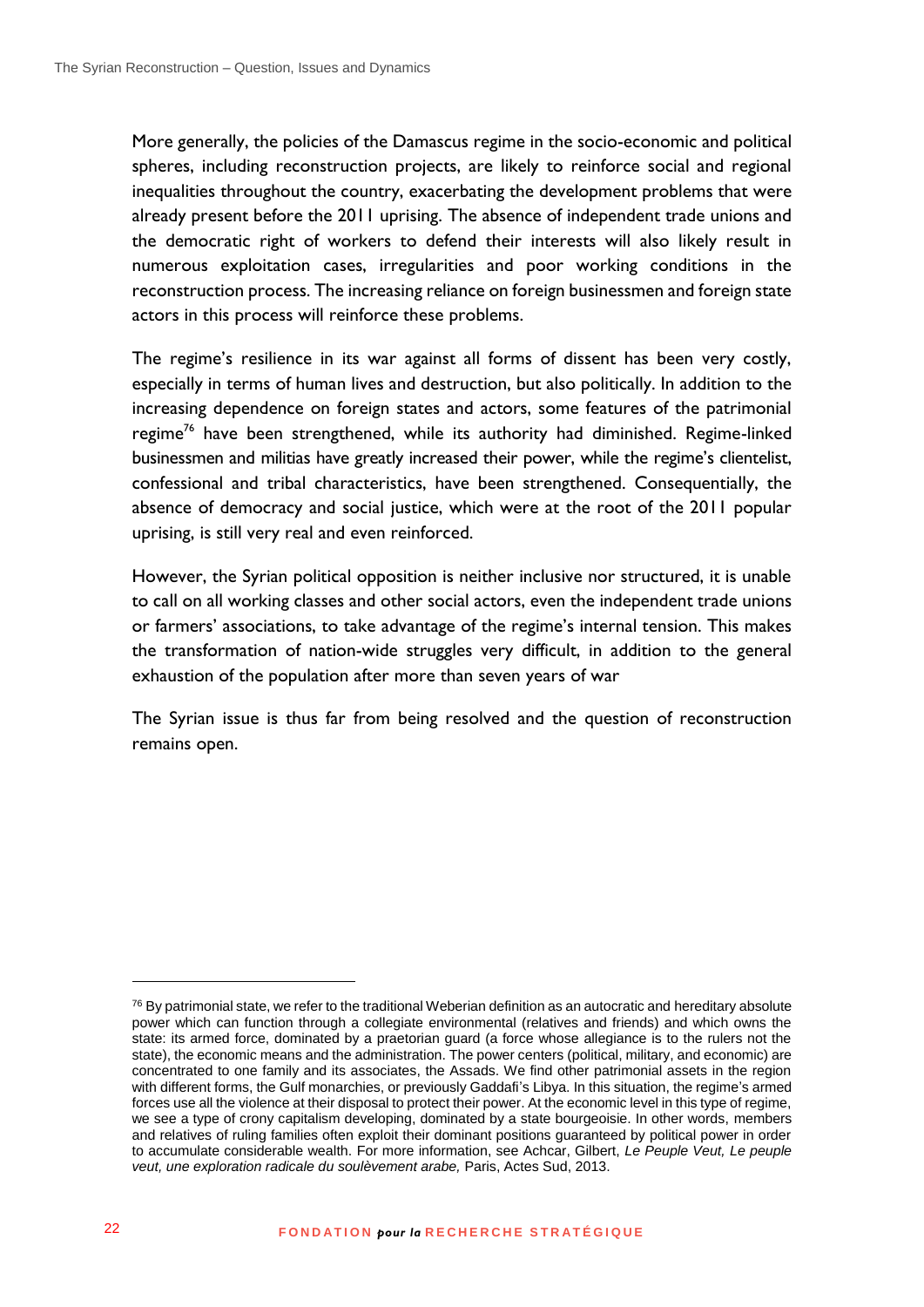More generally, the policies of the Damascus regime in the socio-economic and political spheres, including reconstruction projects, are likely to reinforce social and regional inequalities throughout the country, exacerbating the development problems that were already present before the 2011 uprising. The absence of independent trade unions and the democratic right of workers to defend their interests will also likely result in numerous exploitation cases, irregularities and poor working conditions in the reconstruction process. The increasing reliance on foreign businessmen and foreign state actors in this process will reinforce these problems.

The regime's resilience in its war against all forms of dissent has been very costly, especially in terms of human lives and destruction, but also politically. In addition to the increasing dependence on foreign states and actors, some features of the patrimonial regime[76] have been strengthened, while its authority had diminished. Regime-linked businessmen and militias have greatly increased their power, while the regime's clientelist, confessional and tribal characteristics, have been strengthened. Consequentially, the absence of democracy and social justice, which were at the root of the 2011 popular uprising, is still very real and even reinforced.

However, the Syrian political opposition is neither inclusive nor structured, it is unable to call on all working classes and other social actors, even the independent trade unions or farmers' associations, to take advantage of the regime's internal tension. This makes the transformation of nation-wide struggles very difficult, in addition to the general exhaustion of the population after more than seven years of war

The Syrian issue is thus far from being resolved and the question of reconstruction remains open.

---

[76] By patrimonial state, we refer to the traditional Weberian definition as an autocratic and hereditary absolute power which can function through a collegiate environmental (relatives and friends) and which owns the state: its armed force, dominated by a praetorian guard (a force whose allegiance is to the rulers not the state), the economic means and the administration. The power centers (political, military, and economic) are concentrated to one family and its associates, the Assads. We find other patrimonial assets in the region with different forms, the Gulf monarchies, or previously Gaddafi's Libya. In this situation, the regime's armed forces use all the violence at their disposal to protect their power. At the economic level in this type of regime, we see a type of crony capitalism developing, dominated by a state bourgeoisie. In other words, members and relatives of ruling families often exploit their dominant positions guaranteed by political power in order to accumulate considerable wealth. For more information, see Achcar, Gilbert, *Le Peuple Veut, Le peuple veut, une exploration radicale du soulèvement arabe,* Paris, Actes Sud, 2013.